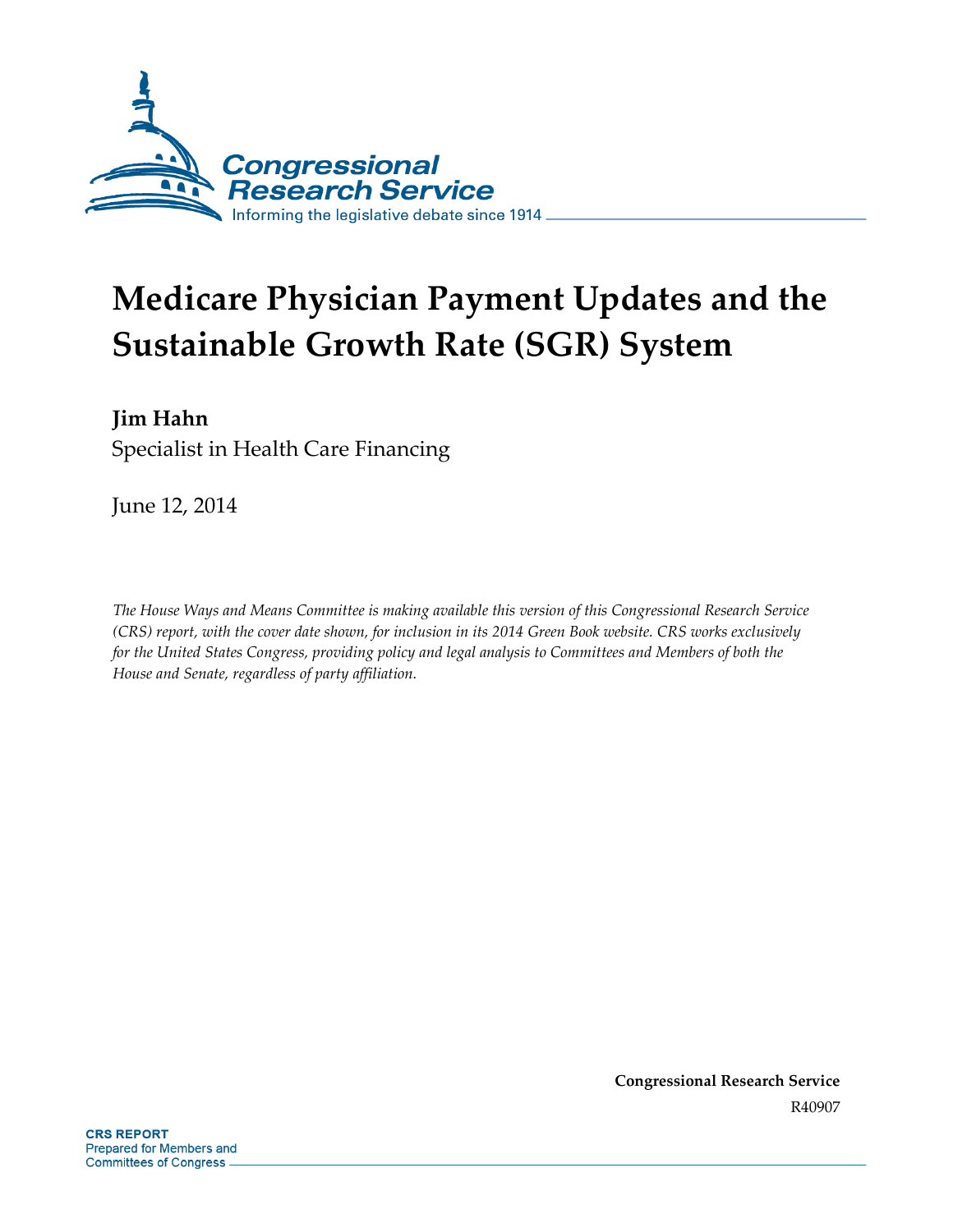Congressional Research Service

Informing the legislative debate since 1914

# Medicare Physician Payment Updates and the Sustainable Growth Rate (SGR) System

**Jim Hahn**

Specialist in Health Care Financing

June 12, 2014

*The House Ways and Means Committee is making available this version of this Congressional Research Service (CRS) report, with the cover date shown, for inclusion in its 2014 Green Book website. CRS works exclusively for the United States Congress, providing policy and legal analysis to Committees and Members of both the House and Senate, regardless of party affiliation.*

**Congressional Research Service**

R40907

**CRS REPORT**

Prepared for Members and Committees of Congress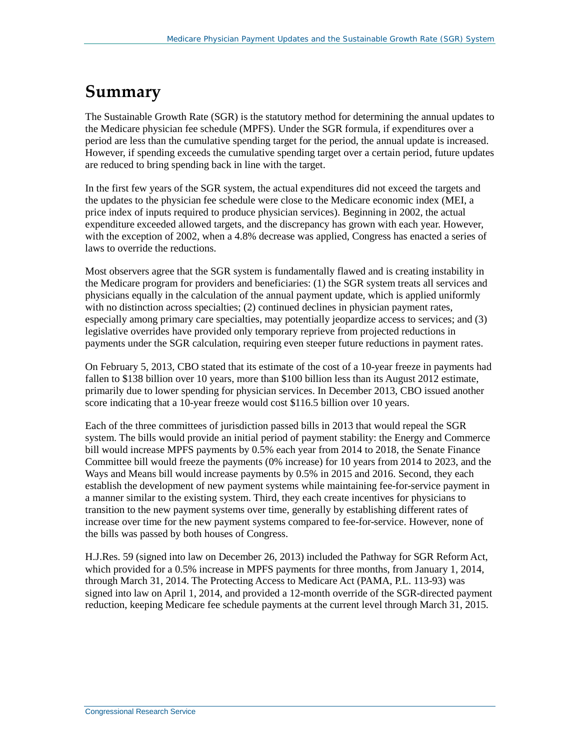# Summary

The Sustainable Growth Rate (SGR) is the statutory method for determining the annual updates to the Medicare physician fee schedule (MPFS). Under the SGR formula, if expenditures over a period are less than the cumulative spending target for the period, the annual update is increased. However, if spending exceeds the cumulative spending target over a certain period, future updates are reduced to bring spending back in line with the target.

In the first few years of the SGR system, the actual expenditures did not exceed the targets and the updates to the physician fee schedule were close to the Medicare economic index (MEI, a price index of inputs required to produce physician services). Beginning in 2002, the actual expenditure exceeded allowed targets, and the discrepancy has grown with each year. However, with the exception of 2002, when a 4.8% decrease was applied, Congress has enacted a series of laws to override the reductions.

Most observers agree that the SGR system is fundamentally flawed and is creating instability in the Medicare program for providers and beneficiaries: (1) the SGR system treats all services and physicians equally in the calculation of the annual payment update, which is applied uniformly with no distinction across specialties; (2) continued declines in physician payment rates, especially among primary care specialties, may potentially jeopardize access to services; and (3) legislative overrides have provided only temporary reprieve from projected reductions in payments under the SGR calculation, requiring even steeper future reductions in payment rates.

On February 5, 2013, CBO stated that its estimate of the cost of a 10-year freeze in payments had fallen to $138 billion over 10 years, more than $100 billion less than its August 2012 estimate, primarily due to lower spending for physician services. In December 2013, CBO issued another score indicating that a 10-year freeze would cost $116.5 billion over 10 years.

Each of the three committees of jurisdiction passed bills in 2013 that would repeal the SGR system. The bills would provide an initial period of payment stability: the Energy and Commerce bill would increase MPFS payments by 0.5% each year from 2014 to 2018, the Senate Finance Committee bill would freeze the payments (0% increase) for 10 years from 2014 to 2023, and the Ways and Means bill would increase payments by 0.5% in 2015 and 2016. Second, they each establish the development of new payment systems while maintaining fee-for-service payment in a manner similar to the existing system. Third, they each create incentives for physicians to transition to the new payment systems over time, generally by establishing different rates of increase over time for the new payment systems compared to fee-for-service. However, none of the bills was passed by both houses of Congress.

H.J.Res. 59 (signed into law on December 26, 2013) included the Pathway for SGR Reform Act, which provided for a 0.5% increase in MPFS payments for three months, from January 1, 2014, through March 31, 2014. The Protecting Access to Medicare Act (PAMA, P.L. 113-93) was signed into law on April 1, 2014, and provided a 12-month override of the SGR-directed payment reduction, keeping Medicare fee schedule payments at the current level through March 31, 2015.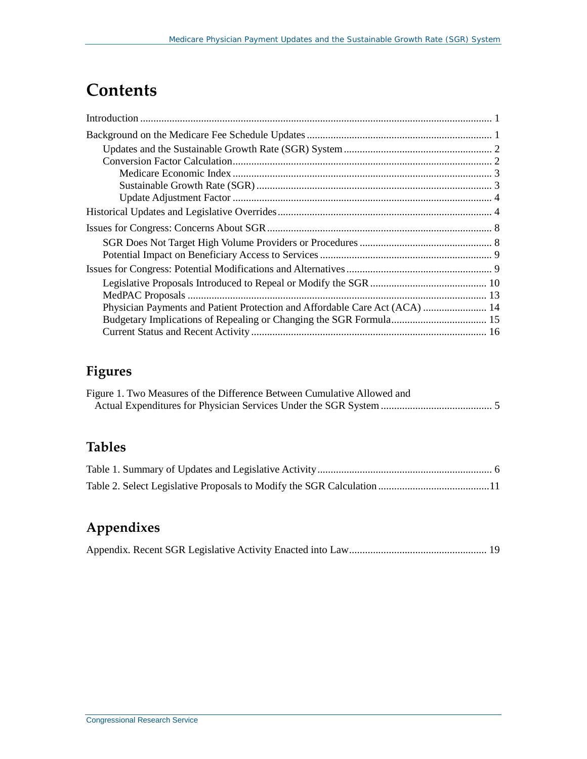# Contents

Introduction ..................................................................................................................................... 1

Background on the Medicare Fee Schedule Updates ...................................................................... 1

- Updates and the Sustainable Growth Rate (SGR) System ......................................................... 2
- Conversion Factor Calculation................................................................................................... 2
  - Medicare Economic Index ................................................................................................... 3
  - Sustainable Growth Rate (SGR) .......................................................................................... 3
  - Update Adjustment Factor .................................................................................................. 4

Historical Updates and Legislative Overrides ................................................................................. 4

Issues for Congress: Concerns About SGR ..................................................................................... 8

- SGR Does Not Target High Volume Providers or Procedures .................................................. 8
- Potential Impact on Beneficiary Access to Services ................................................................. 9

Issues for Congress: Potential Modifications and Alternatives ....................................................... 9

- Legislative Proposals Introduced to Repeal or Modify the SGR ............................................ 10
- MedPAC Proposals ................................................................................................................. 13
- Physician Payments and Patient Protection and Affordable Care Act (ACA) ........................ 14
- Budgetary Implications of Repealing or Changing the SGR Formula.................................... 15
- Current Status and Recent Activity ......................................................................................... 16

## Figures

Figure 1. Two Measures of the Difference Between Cumulative Allowed and Actual Expenditures for Physician Services Under the SGR System .......................................... 5

## Tables

Table 1. Summary of Updates and Legislative Activity.................................................................. 6

Table 2. Select Legislative Proposals to Modify the SGR Calculation ..........................................11

## Appendixes

Appendix. Recent SGR Legislative Activity Enacted into Law.................................................... 19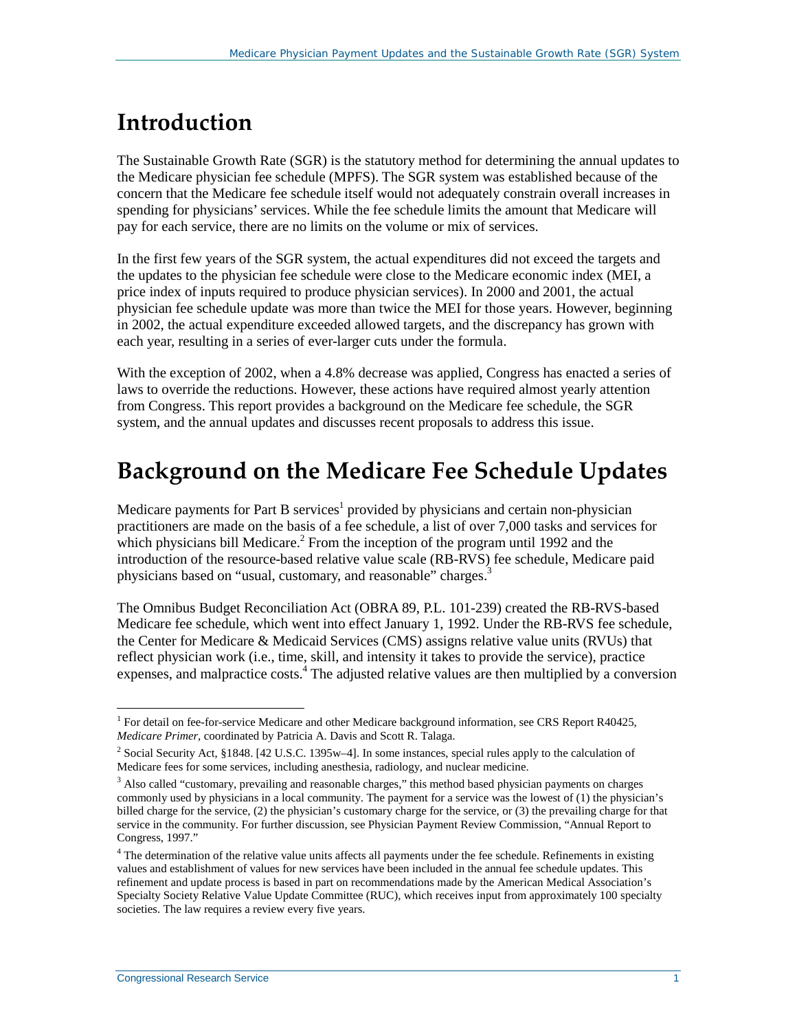# Introduction

The Sustainable Growth Rate (SGR) is the statutory method for determining the annual updates to the Medicare physician fee schedule (MPFS). The SGR system was established because of the concern that the Medicare fee schedule itself would not adequately constrain overall increases in spending for physicians' services. While the fee schedule limits the amount that Medicare will pay for each service, there are no limits on the volume or mix of services.

In the first few years of the SGR system, the actual expenditures did not exceed the targets and the updates to the physician fee schedule were close to the Medicare economic index (MEI, a price index of inputs required to produce physician services). In 2000 and 2001, the actual physician fee schedule update was more than twice the MEI for those years. However, beginning in 2002, the actual expenditure exceeded allowed targets, and the discrepancy has grown with each year, resulting in a series of ever-larger cuts under the formula.

With the exception of 2002, when a 4.8% decrease was applied, Congress has enacted a series of laws to override the reductions. However, these actions have required almost yearly attention from Congress. This report provides a background on the Medicare fee schedule, the SGR system, and the annual updates and discusses recent proposals to address this issue.

# Background on the Medicare Fee Schedule Updates

Medicare payments for Part B services[1] provided by physicians and certain non-physician practitioners are made on the basis of a fee schedule, a list of over 7,000 tasks and services for which physicians bill Medicare.[2] From the inception of the program until 1992 and the introduction of the resource-based relative value scale (RB-RVS) fee schedule, Medicare paid physicians based on "usual, customary, and reasonable" charges.[3]

The Omnibus Budget Reconciliation Act (OBRA 89, P.L. 101-239) created the RB-RVS-based Medicare fee schedule, which went into effect January 1, 1992. Under the RB-RVS fee schedule, the Center for Medicare & Medicaid Services (CMS) assigns relative value units (RVUs) that reflect physician work (i.e., time, skill, and intensity it takes to provide the service), practice expenses, and malpractice costs.[4] The adjusted relative values are then multiplied by a conversion

---

[1] For detail on fee-for-service Medicare and other Medicare background information, see CRS Report R40425, *Medicare Primer*, coordinated by Patricia A. Davis and Scott R. Talaga.

[2] Social Security Act, §1848. [42 U.S.C. 1395w–4]. In some instances, special rules apply to the calculation of Medicare fees for some services, including anesthesia, radiology, and nuclear medicine.

[3] Also called "customary, prevailing and reasonable charges," this method based physician payments on charges commonly used by physicians in a local community. The payment for a service was the lowest of (1) the physician's billed charge for the service, (2) the physician's customary charge for the service, or (3) the prevailing charge for that service in the community. For further discussion, see Physician Payment Review Commission, "Annual Report to Congress, 1997."

[4] The determination of the relative value units affects all payments under the fee schedule. Refinements in existing values and establishment of values for new services have been included in the annual fee schedule updates. This refinement and update process is based in part on recommendations made by the American Medical Association's Specialty Society Relative Value Update Committee (RUC), which receives input from approximately 100 specialty societies. The law requires a review every five years.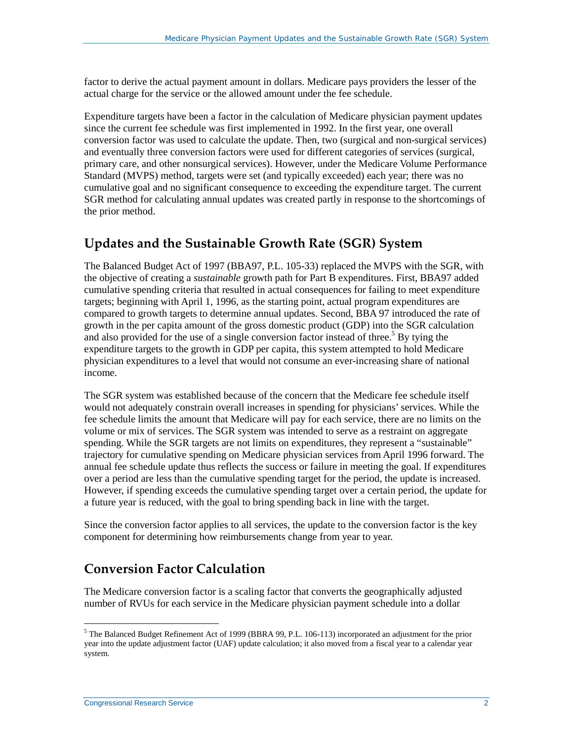factor to derive the actual payment amount in dollars. Medicare pays providers the lesser of the actual charge for the service or the allowed amount under the fee schedule.

Expenditure targets have been a factor in the calculation of Medicare physician payment updates since the current fee schedule was first implemented in 1992. In the first year, one overall conversion factor was used to calculate the update. Then, two (surgical and non-surgical services) and eventually three conversion factors were used for different categories of services (surgical, primary care, and other nonsurgical services). However, under the Medicare Volume Performance Standard (MVPS) method, targets were set (and typically exceeded) each year; there was no cumulative goal and no significant consequence to exceeding the expenditure target. The current SGR method for calculating annual updates was created partly in response to the shortcomings of the prior method.

## Updates and the Sustainable Growth Rate (SGR) System

The Balanced Budget Act of 1997 (BBA97, P.L. 105-33) replaced the MVPS with the SGR, with the objective of creating a *sustainable* growth path for Part B expenditures. First, BBA97 added cumulative spending criteria that resulted in actual consequences for failing to meet expenditure targets; beginning with April 1, 1996, as the starting point, actual program expenditures are compared to growth targets to determine annual updates. Second, BBA 97 introduced the rate of growth in the per capita amount of the gross domestic product (GDP) into the SGR calculation and also provided for the use of a single conversion factor instead of three.[5] By tying the expenditure targets to the growth in GDP per capita, this system attempted to hold Medicare physician expenditures to a level that would not consume an ever-increasing share of national income.

The SGR system was established because of the concern that the Medicare fee schedule itself would not adequately constrain overall increases in spending for physicians' services. While the fee schedule limits the amount that Medicare will pay for each service, there are no limits on the volume or mix of services. The SGR system was intended to serve as a restraint on aggregate spending. While the SGR targets are not limits on expenditures, they represent a "sustainable" trajectory for cumulative spending on Medicare physician services from April 1996 forward. The annual fee schedule update thus reflects the success or failure in meeting the goal. If expenditures over a period are less than the cumulative spending target for the period, the update is increased. However, if spending exceeds the cumulative spending target over a certain period, the update for a future year is reduced, with the goal to bring spending back in line with the target.

Since the conversion factor applies to all services, the update to the conversion factor is the key component for determining how reimbursements change from year to year.

## Conversion Factor Calculation

The Medicare conversion factor is a scaling factor that converts the geographically adjusted number of RVUs for each service in the Medicare physician payment schedule into a dollar

[5] The Balanced Budget Refinement Act of 1999 (BBRA 99, P.L. 106-113) incorporated an adjustment for the prior year into the update adjustment factor (UAF) update calculation; it also moved from a fiscal year to a calendar year system.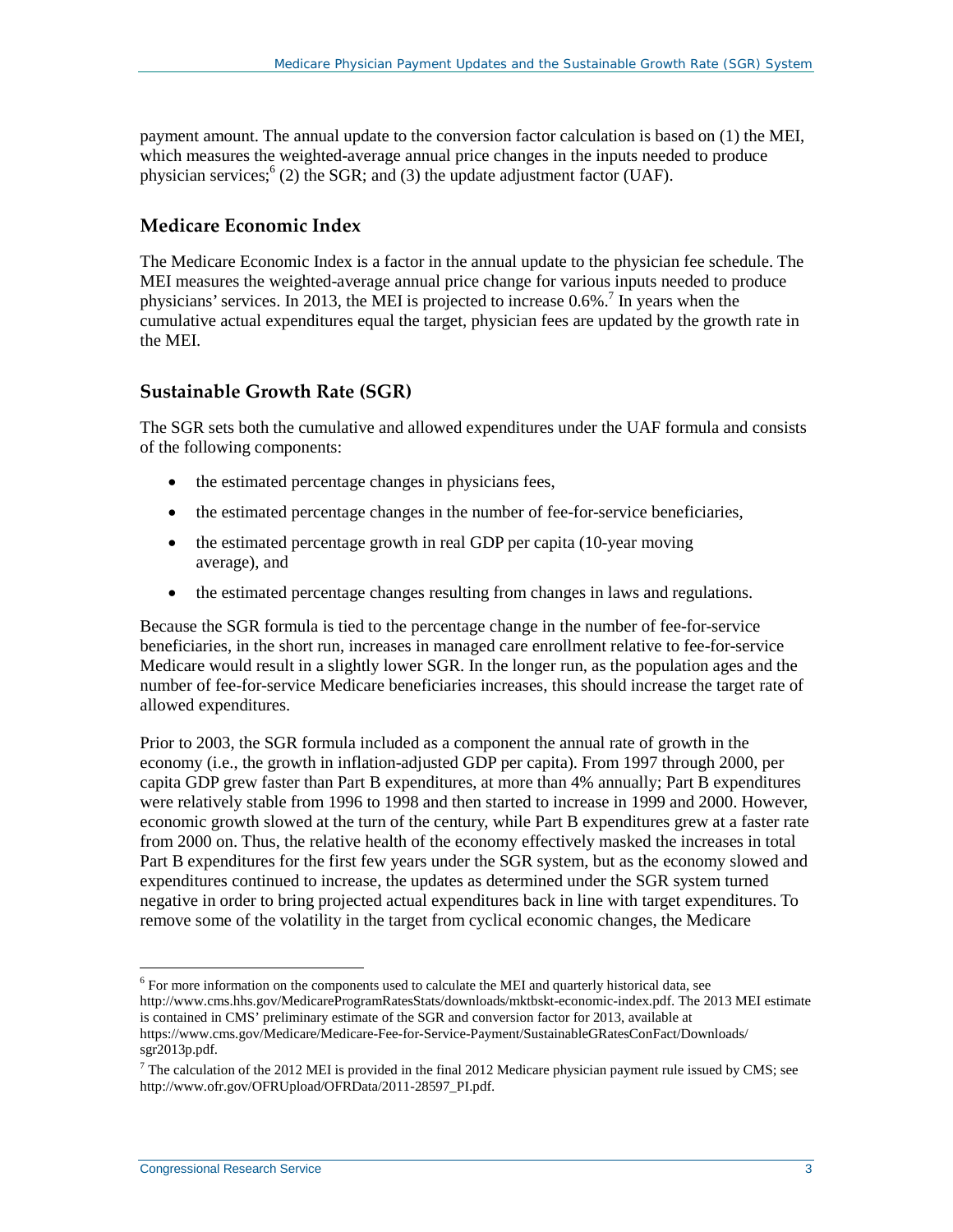payment amount. The annual update to the conversion factor calculation is based on (1) the MEI, which measures the weighted-average annual price changes in the inputs needed to produce physician services;[6] (2) the SGR; and (3) the update adjustment factor (UAF).

### Medicare Economic Index

The Medicare Economic Index is a factor in the annual update to the physician fee schedule. The MEI measures the weighted-average annual price change for various inputs needed to produce physicians' services. In 2013, the MEI is projected to increase 0.6%.[7] In years when the cumulative actual expenditures equal the target, physician fees are updated by the growth rate in the MEI.

### Sustainable Growth Rate (SGR)

The SGR sets both the cumulative and allowed expenditures under the UAF formula and consists of the following components:

- the estimated percentage changes in physicians fees,
- the estimated percentage changes in the number of fee-for-service beneficiaries,
- the estimated percentage growth in real GDP per capita (10-year moving average), and
- the estimated percentage changes resulting from changes in laws and regulations.

Because the SGR formula is tied to the percentage change in the number of fee-for-service beneficiaries, in the short run, increases in managed care enrollment relative to fee-for-service Medicare would result in a slightly lower SGR. In the longer run, as the population ages and the number of fee-for-service Medicare beneficiaries increases, this should increase the target rate of allowed expenditures.

Prior to 2003, the SGR formula included as a component the annual rate of growth in the economy (i.e., the growth in inflation-adjusted GDP per capita). From 1997 through 2000, per capita GDP grew faster than Part B expenditures, at more than 4% annually; Part B expenditures were relatively stable from 1996 to 1998 and then started to increase in 1999 and 2000. However, economic growth slowed at the turn of the century, while Part B expenditures grew at a faster rate from 2000 on. Thus, the relative health of the economy effectively masked the increases in total Part B expenditures for the first few years under the SGR system, but as the economy slowed and expenditures continued to increase, the updates as determined under the SGR system turned negative in order to bring projected actual expenditures back in line with target expenditures. To remove some of the volatility in the target from cyclical economic changes, the Medicare

---

[6] For more information on the components used to calculate the MEI and quarterly historical data, see http://www.cms.hhs.gov/MedicareProgramRatesStats/downloads/mktbskt-economic-index.pdf. The 2013 MEI estimate is contained in CMS' preliminary estimate of the SGR and conversion factor for 2013, available at https://www.cms.gov/Medicare/Medicare-Fee-for-Service-Payment/SustainableGRatesConFact/Downloads/sgr2013p.pdf.

[7] The calculation of the 2012 MEI is provided in the final 2012 Medicare physician payment rule issued by CMS; see http://www.ofr.gov/OFRUpload/OFRData/2011-28597_PI.pdf.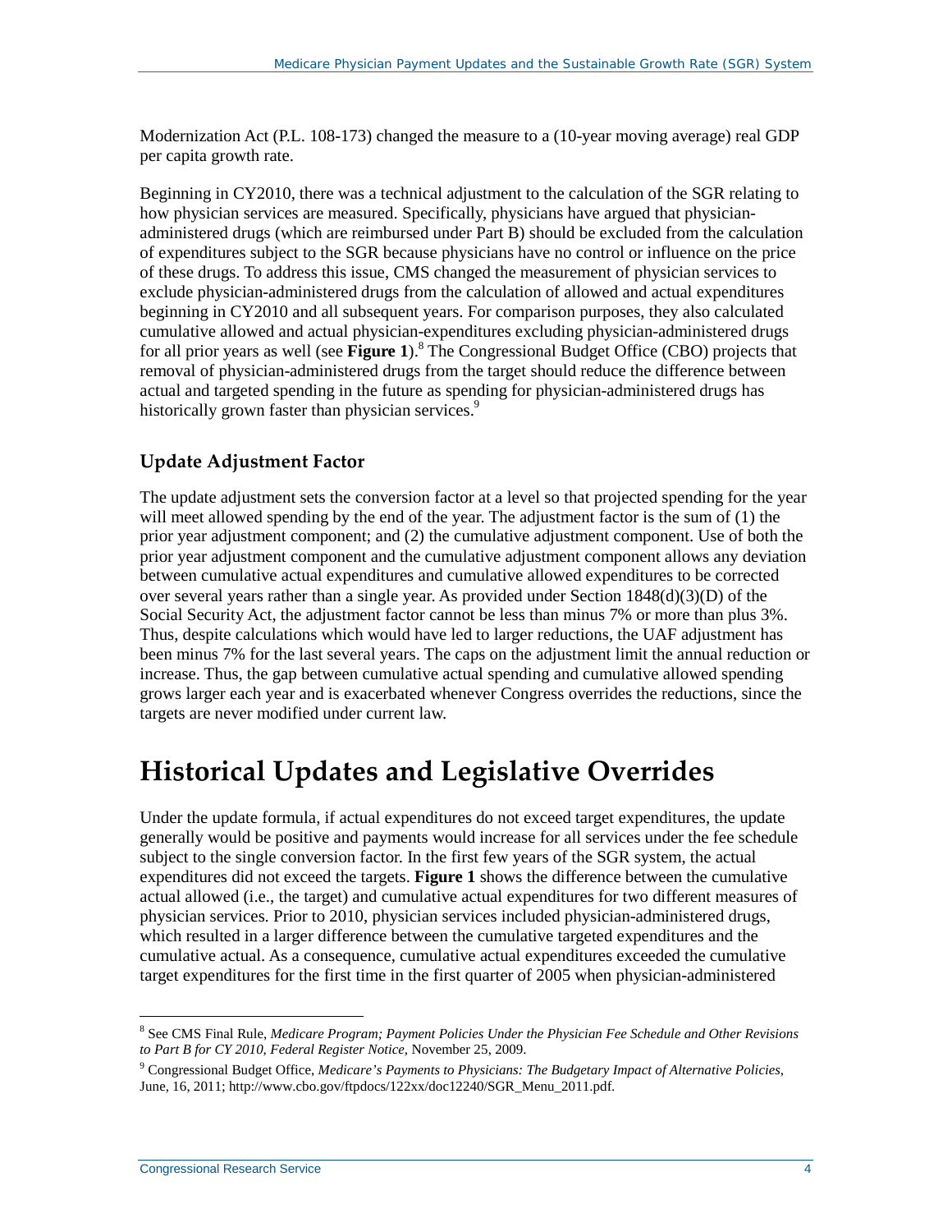Modernization Act (P.L. 108-173) changed the measure to a (10-year moving average) real GDP per capita growth rate.

Beginning in CY2010, there was a technical adjustment to the calculation of the SGR relating to how physician services are measured. Specifically, physicians have argued that physician-administered drugs (which are reimbursed under Part B) should be excluded from the calculation of expenditures subject to the SGR because physicians have no control or influence on the price of these drugs. To address this issue, CMS changed the measurement of physician services to exclude physician-administered drugs from the calculation of allowed and actual expenditures beginning in CY2010 and all subsequent years. For comparison purposes, they also calculated cumulative allowed and actual physician-expenditures excluding physician-administered drugs for all prior years as well (see **Figure 1**).[8] The Congressional Budget Office (CBO) projects that removal of physician-administered drugs from the target should reduce the difference between actual and targeted spending in the future as spending for physician-administered drugs has historically grown faster than physician services.[9]

### Update Adjustment Factor

The update adjustment sets the conversion factor at a level so that projected spending for the year will meet allowed spending by the end of the year. The adjustment factor is the sum of (1) the prior year adjustment component; and (2) the cumulative adjustment component. Use of both the prior year adjustment component and the cumulative adjustment component allows any deviation between cumulative actual expenditures and cumulative allowed expenditures to be corrected over several years rather than a single year. As provided under Section 1848(d)(3)(D) of the Social Security Act, the adjustment factor cannot be less than minus 7% or more than plus 3%. Thus, despite calculations which would have led to larger reductions, the UAF adjustment has been minus 7% for the last several years. The caps on the adjustment limit the annual reduction or increase. Thus, the gap between cumulative actual spending and cumulative allowed spending grows larger each year and is exacerbated whenever Congress overrides the reductions, since the targets are never modified under current law.

# Historical Updates and Legislative Overrides

Under the update formula, if actual expenditures do not exceed target expenditures, the update generally would be positive and payments would increase for all services under the fee schedule subject to the single conversion factor. In the first few years of the SGR system, the actual expenditures did not exceed the targets. **Figure 1** shows the difference between the cumulative actual allowed (i.e., the target) and cumulative actual expenditures for two different measures of physician services. Prior to 2010, physician services included physician-administered drugs, which resulted in a larger difference between the cumulative targeted expenditures and the cumulative actual. As a consequence, cumulative actual expenditures exceeded the cumulative target expenditures for the first time in the first quarter of 2005 when physician-administered

---

[8] See CMS Final Rule, *Medicare Program; Payment Policies Under the Physician Fee Schedule and Other Revisions to Part B for CY 2010, Federal Register Notice,* November 25, 2009.

[9] Congressional Budget Office, *Medicare's Payments to Physicians: The Budgetary Impact of Alternative Policies*, June, 16, 2011; http://www.cbo.gov/ftpdocs/122xx/doc12240/SGR_Menu_2011.pdf.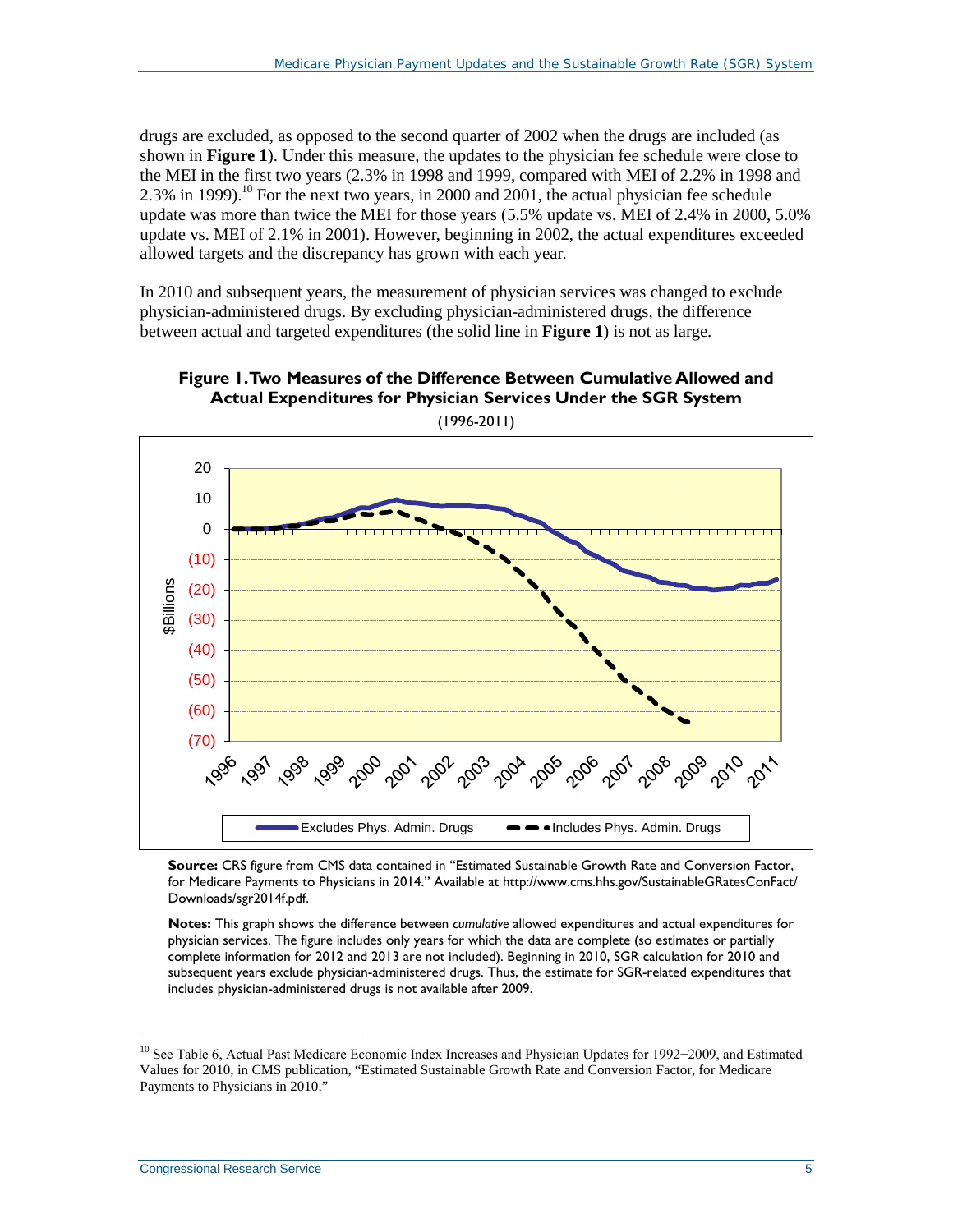drugs are excluded, as opposed to the second quarter of 2002 when the drugs are included (as shown in **Figure 1**). Under this measure, the updates to the physician fee schedule were close to the MEI in the first two years (2.3% in 1998 and 1999, compared with MEI of 2.2% in 1998 and 2.3% in 1999).[10] For the next two years, in 2000 and 2001, the actual physician fee schedule update was more than twice the MEI for those years (5.5% update vs. MEI of 2.4% in 2000, 5.0% update vs. MEI of 2.1% in 2001). However, beginning in 2002, the actual expenditures exceeded allowed targets and the discrepancy has grown with each year.

In 2010 and subsequent years, the measurement of physician services was changed to exclude physician-administered drugs. By excluding physician-administered drugs, the difference between actual and targeted expenditures (the solid line in **Figure 1**) is not as large.

**Figure 1. Two Measures of the Difference Between Cumulative Allowed and Actual Expenditures for Physician Services Under the SGR System**

(1996-2011)

**Source:** CRS figure from CMS data contained in "Estimated Sustainable Growth Rate and Conversion Factor, for Medicare Payments to Physicians in 2014." Available at http://www.cms.hhs.gov/SustainableGRatesConFact/Downloads/sgr2014f.pdf.

**Notes:** This graph shows the difference between *cumulative* allowed expenditures and actual expenditures for physician services. The figure includes only years for which the data are complete (so estimates or partially complete information for 2012 and 2013 are not included). Beginning in 2010, SGR calculation for 2010 and subsequent years exclude physician-administered drugs. Thus, the estimate for SGR-related expenditures that includes physician-administered drugs is not available after 2009.

[10] See Table 6, Actual Past Medicare Economic Index Increases and Physician Updates for 1992−2009, and Estimated Values for 2010, in CMS publication, "Estimated Sustainable Growth Rate and Conversion Factor, for Medicare Payments to Physicians in 2010."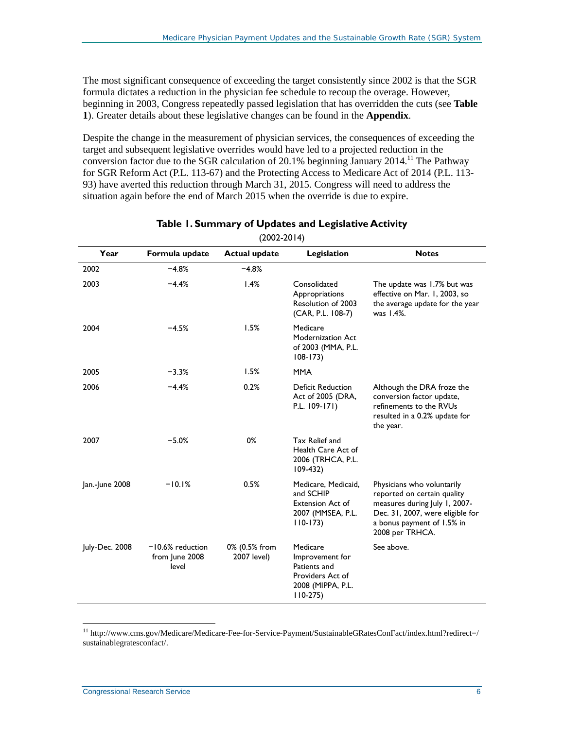The most significant consequence of exceeding the target consistently since 2002 is that the SGR formula dictates a reduction in the physician fee schedule to recoup the overage. However, beginning in 2003, Congress repeatedly passed legislation that has overridden the cuts (see **Table 1**). Greater details about these legislative changes can be found in the **Appendix**.

Despite the change in the measurement of physician services, the consequences of exceeding the target and subsequent legislative overrides would have led to a projected reduction in the conversion factor due to the SGR calculation of 20.1% beginning January 2014.[11] The Pathway for SGR Reform Act (P.L. 113-67) and the Protecting Access to Medicare Act of 2014 (P.L. 113-93) have averted this reduction through March 31, 2015. Congress will need to address the situation again before the end of March 2015 when the override is due to expire.

**Table 1. Summary of Updates and Legislative Activity**

(2002-2014)

| Year | Formula update | Actual update | Legislation | Notes |
|---|---|---|---|---|
| 2002 | −4.8% | −4.8% | | |
| 2003 | −4.4% | 1.4% | Consolidated Appropriations Resolution of 2003 (CAR, P.L. 108-7) | The update was 1.7% but was effective on Mar. 1, 2003, so the average update for the year was 1.4%. |
| 2004 | −4.5% | 1.5% | Medicare Modernization Act of 2003 (MMA, P.L. 108-173) | |
| 2005 | −3.3% | 1.5% | MMA | |
| 2006 | −4.4% | 0.2% | Deficit Reduction Act of 2005 (DRA, P.L. 109-171) | Although the DRA froze the conversion factor update, refinements to the RVUs resulted in a 0.2% update for the year. |
| 2007 | −5.0% | 0% | Tax Relief and Health Care Act of 2006 (TRHCA, P.L. 109-432) | |
| Jan.-June 2008 | −10.1% | 0.5% | Medicare, Medicaid, and SCHIP Extension Act of 2007 (MMSEA, P.L. 110-173) | Physicians who voluntarily reported on certain quality measures during July 1, 2007-Dec. 31, 2007, were eligible for a bonus payment of 1.5% in 2008 per TRHCA. |
| July-Dec. 2008 | −10.6% reduction from June 2008 level | 0% (0.5% from 2007 level) | Medicare Improvement for Patients and Providers Act of 2008 (MIPPA, P.L. 110-275) | See above. |

[11] http://www.cms.gov/Medicare/Medicare-Fee-for-Service-Payment/SustainableGRatesConFact/index.html?redirect=/sustainablegratesconfact/.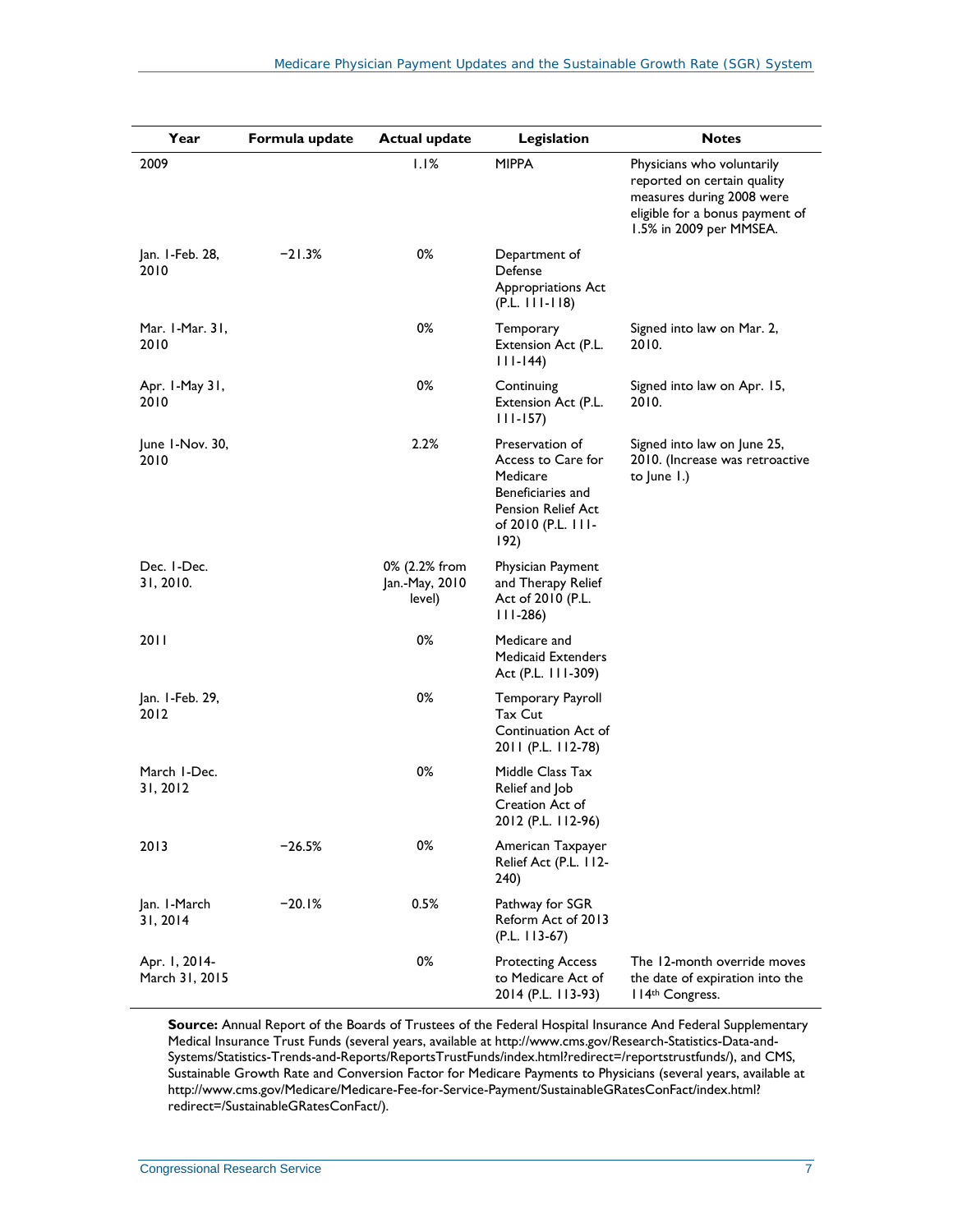| Year | Formula update | Actual update | Legislation | Notes |
|---|---|---|---|---|
| 2009 | | 1.1% | MIPPA | Physicians who voluntarily reported on certain quality measures during 2008 were eligible for a bonus payment of 1.5% in 2009 per MMSEA. |
| Jan. 1-Feb. 28, 2010 | −21.3% | 0% | Department of Defense Appropriations Act (P.L. 111-118) | |
| Mar. 1-Mar. 31, 2010 | | 0% | Temporary Extension Act (P.L. 111-144) | Signed into law on Mar. 2, 2010. |
| Apr. 1-May 31, 2010 | | 0% | Continuing Extension Act (P.L. 111-157) | Signed into law on Apr. 15, 2010. |
| June 1-Nov. 30, 2010 | | 2.2% | Preservation of Access to Care for Medicare Beneficiaries and Pension Relief Act of 2010 (P.L. 111-192) | Signed into law on June 25, 2010. (Increase was retroactive to June 1.) |
| Dec. 1-Dec. 31, 2010. | | 0% (2.2% from Jan.-May, 2010 level) | Physician Payment and Therapy Relief Act of 2010 (P.L. 111-286) | |
| 2011 | | 0% | Medicare and Medicaid Extenders Act (P.L. 111-309) | |
| Jan. 1-Feb. 29, 2012 | | 0% | Temporary Payroll Tax Cut Continuation Act of 2011 (P.L. 112-78) | |
| March 1-Dec. 31, 2012 | | 0% | Middle Class Tax Relief and Job Creation Act of 2012 (P.L. 112-96) | |
| 2013 | −26.5% | 0% | American Taxpayer Relief Act (P.L. 112-240) | |
| Jan. 1-March 31, 2014 | −20.1% | 0.5% | Pathway for SGR Reform Act of 2013 (P.L. 113-67) | |
| Apr. 1, 2014-March 31, 2015 | | 0% | Protecting Access to Medicare Act of 2014 (P.L. 113-93) | The 12-month override moves the date of expiration into the 114th Congress. |

**Source:** Annual Report of the Boards of Trustees of the Federal Hospital Insurance And Federal Supplementary Medical Insurance Trust Funds (several years, available at http://www.cms.gov/Research-Statistics-Data-and-Systems/Statistics-Trends-and-Reports/ReportsTrustFunds/index.html?redirect=/reportstrustfunds/), and CMS, Sustainable Growth Rate and Conversion Factor for Medicare Payments to Physicians (several years, available at http://www.cms.gov/Medicare/Medicare-Fee-for-Service-Payment/SustainableGRatesConFact/index.html?redirect=/SustainableGRatesConFact/).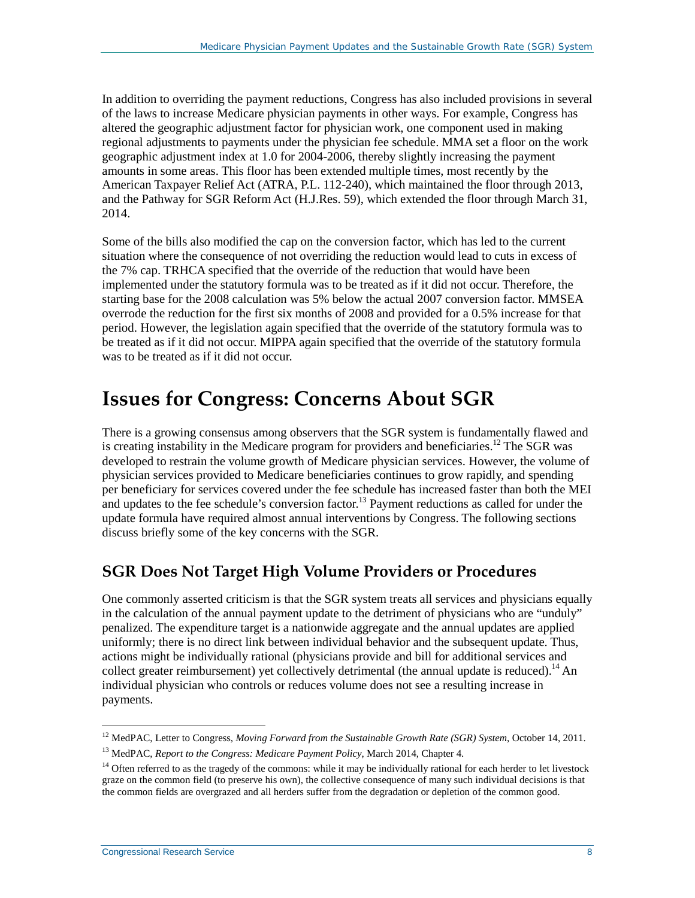In addition to overriding the payment reductions, Congress has also included provisions in several of the laws to increase Medicare physician payments in other ways. For example, Congress has altered the geographic adjustment factor for physician work, one component used in making regional adjustments to payments under the physician fee schedule. MMA set a floor on the work geographic adjustment index at 1.0 for 2004-2006, thereby slightly increasing the payment amounts in some areas. This floor has been extended multiple times, most recently by the American Taxpayer Relief Act (ATRA, P.L. 112-240), which maintained the floor through 2013, and the Pathway for SGR Reform Act (H.J.Res. 59), which extended the floor through March 31, 2014.

Some of the bills also modified the cap on the conversion factor, which has led to the current situation where the consequence of not overriding the reduction would lead to cuts in excess of the 7% cap. TRHCA specified that the override of the reduction that would have been implemented under the statutory formula was to be treated as if it did not occur. Therefore, the starting base for the 2008 calculation was 5% below the actual 2007 conversion factor. MMSEA overrode the reduction for the first six months of 2008 and provided for a 0.5% increase for that period. However, the legislation again specified that the override of the statutory formula was to be treated as if it did not occur. MIPPA again specified that the override of the statutory formula was to be treated as if it did not occur.

# Issues for Congress: Concerns About SGR

There is a growing consensus among observers that the SGR system is fundamentally flawed and is creating instability in the Medicare program for providers and beneficiaries.[12] The SGR was developed to restrain the volume growth of Medicare physician services. However, the volume of physician services provided to Medicare beneficiaries continues to grow rapidly, and spending per beneficiary for services covered under the fee schedule has increased faster than both the MEI and updates to the fee schedule's conversion factor.[13] Payment reductions as called for under the update formula have required almost annual interventions by Congress. The following sections discuss briefly some of the key concerns with the SGR.

## SGR Does Not Target High Volume Providers or Procedures

One commonly asserted criticism is that the SGR system treats all services and physicians equally in the calculation of the annual payment update to the detriment of physicians who are "unduly" penalized. The expenditure target is a nationwide aggregate and the annual updates are applied uniformly; there is no direct link between individual behavior and the subsequent update. Thus, actions might be individually rational (physicians provide and bill for additional services and collect greater reimbursement) yet collectively detrimental (the annual update is reduced).[14] An individual physician who controls or reduces volume does not see a resulting increase in payments.

---

[12] MedPAC, Letter to Congress, *Moving Forward from the Sustainable Growth Rate (SGR) System*, October 14, 2011.

[13] MedPAC, *Report to the Congress: Medicare Payment Policy*, March 2014, Chapter 4.

[14] Often referred to as the tragedy of the commons: while it may be individually rational for each herder to let livestock graze on the common field (to preserve his own), the collective consequence of many such individual decisions is that the common fields are overgrazed and all herders suffer from the degradation or depletion of the common good.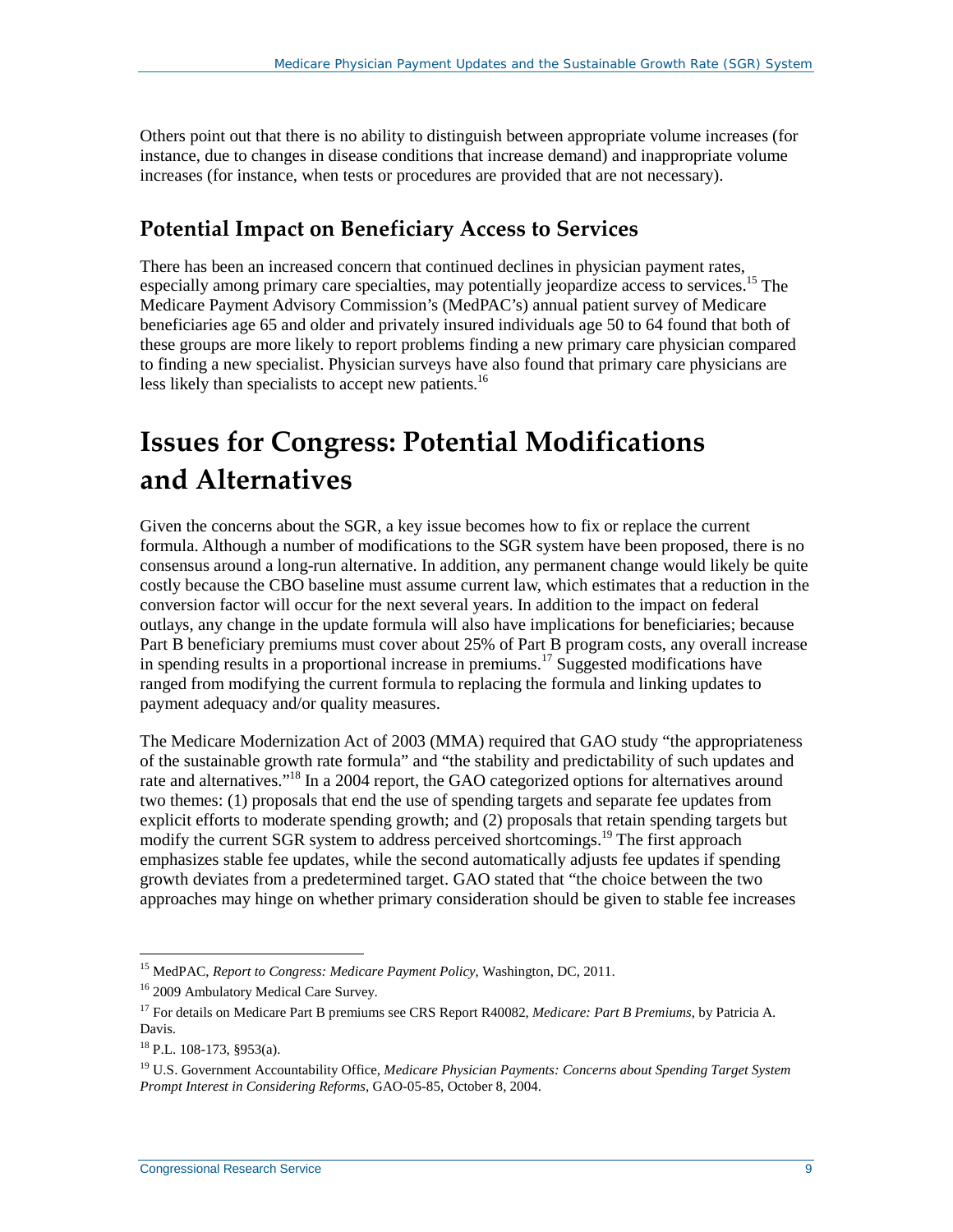Others point out that there is no ability to distinguish between appropriate volume increases (for instance, due to changes in disease conditions that increase demand) and inappropriate volume increases (for instance, when tests or procedures are provided that are not necessary).

### Potential Impact on Beneficiary Access to Services

There has been an increased concern that continued declines in physician payment rates, especially among primary care specialties, may potentially jeopardize access to services.[15] The Medicare Payment Advisory Commission's (MedPAC's) annual patient survey of Medicare beneficiaries age 65 and older and privately insured individuals age 50 to 64 found that both of these groups are more likely to report problems finding a new primary care physician compared to finding a new specialist. Physician surveys have also found that primary care physicians are less likely than specialists to accept new patients.[16]

## Issues for Congress: Potential Modifications and Alternatives

Given the concerns about the SGR, a key issue becomes how to fix or replace the current formula. Although a number of modifications to the SGR system have been proposed, there is no consensus around a long-run alternative. In addition, any permanent change would likely be quite costly because the CBO baseline must assume current law, which estimates that a reduction in the conversion factor will occur for the next several years. In addition to the impact on federal outlays, any change in the update formula will also have implications for beneficiaries; because Part B beneficiary premiums must cover about 25% of Part B program costs, any overall increase in spending results in a proportional increase in premiums.[17] Suggested modifications have ranged from modifying the current formula to replacing the formula and linking updates to payment adequacy and/or quality measures.

The Medicare Modernization Act of 2003 (MMA) required that GAO study "the appropriateness of the sustainable growth rate formula" and "the stability and predictability of such updates and rate and alternatives."[18] In a 2004 report, the GAO categorized options for alternatives around two themes: (1) proposals that end the use of spending targets and separate fee updates from explicit efforts to moderate spending growth; and (2) proposals that retain spending targets but modify the current SGR system to address perceived shortcomings.[19] The first approach emphasizes stable fee updates, while the second automatically adjusts fee updates if spending growth deviates from a predetermined target. GAO stated that "the choice between the two approaches may hinge on whether primary consideration should be given to stable fee increases

---

[15] MedPAC, *Report to Congress: Medicare Payment Policy*, Washington, DC, 2011.

[16] 2009 Ambulatory Medical Care Survey.

[17] For details on Medicare Part B premiums see CRS Report R40082, *Medicare: Part B Premiums*, by Patricia A. Davis.

[18] P.L. 108-173, §953(a).

[19] U.S. Government Accountability Office, *Medicare Physician Payments: Concerns about Spending Target System Prompt Interest in Considering Reforms*, GAO-05-85, October 8, 2004.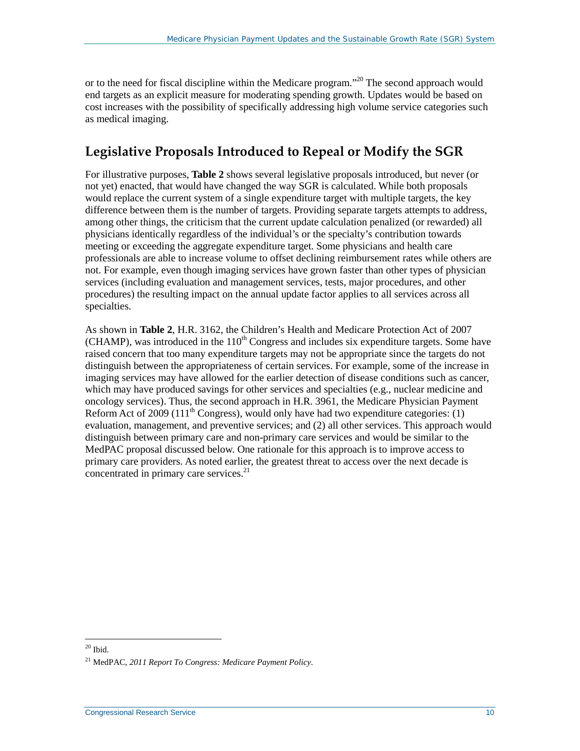or to the need for fiscal discipline within the Medicare program."[20] The second approach would end targets as an explicit measure for moderating spending growth. Updates would be based on cost increases with the possibility of specifically addressing high volume service categories such as medical imaging.

## Legislative Proposals Introduced to Repeal or Modify the SGR

For illustrative purposes, **Table 2** shows several legislative proposals introduced, but never (or not yet) enacted, that would have changed the way SGR is calculated. While both proposals would replace the current system of a single expenditure target with multiple targets, the key difference between them is the number of targets. Providing separate targets attempts to address, among other things, the criticism that the current update calculation penalized (or rewarded) all physicians identically regardless of the individual's or the specialty's contribution towards meeting or exceeding the aggregate expenditure target. Some physicians and health care professionals are able to increase volume to offset declining reimbursement rates while others are not. For example, even though imaging services have grown faster than other types of physician services (including evaluation and management services, tests, major procedures, and other procedures) the resulting impact on the annual update factor applies to all services across all specialties.

As shown in **Table 2**, H.R. 3162, the Children's Health and Medicare Protection Act of 2007 (CHAMP), was introduced in the 110th Congress and includes six expenditure targets. Some have raised concern that too many expenditure targets may not be appropriate since the targets do not distinguish between the appropriateness of certain services. For example, some of the increase in imaging services may have allowed for the earlier detection of disease conditions such as cancer, which may have produced savings for other services and specialties (e.g., nuclear medicine and oncology services). Thus, the second approach in H.R. 3961, the Medicare Physician Payment Reform Act of 2009 (111th Congress), would only have had two expenditure categories: (1) evaluation, management, and preventive services; and (2) all other services. This approach would distinguish between primary care and non-primary care services and would be similar to the MedPAC proposal discussed below. One rationale for this approach is to improve access to primary care providers. As noted earlier, the greatest threat to access over the next decade is concentrated in primary care services.[21]

---

[20] Ibid.

[21] MedPAC, *2011 Report To Congress: Medicare Payment Policy*.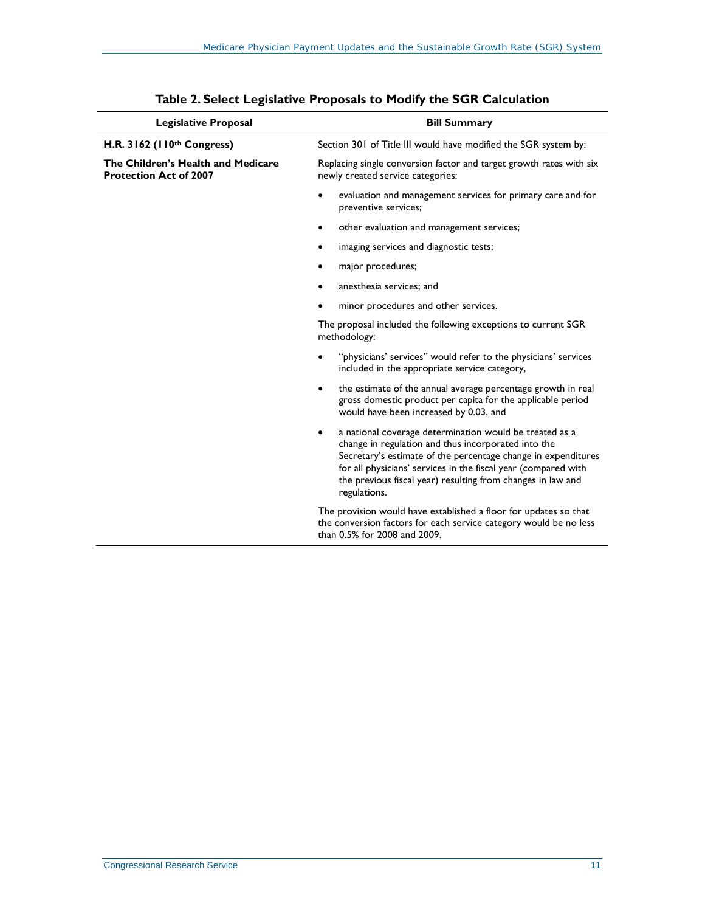**Table 2. Select Legislative Proposals to Modify the SGR Calculation**

| Legislative Proposal | Bill Summary |
|---|---|
| **H.R. 3162 (110th Congress)** | Section 301 of Title III would have modified the SGR system by: |
| **The Children's Health and Medicare Protection Act of 2007** | Replacing single conversion factor and target growth rates with six newly created service categories: • evaluation and management services for primary care and for preventive services; • other evaluation and management services; • imaging services and diagnostic tests; • major procedures; • anesthesia services; and • minor procedures and other services. The proposal included the following exceptions to current SGR methodology: • "physicians' services" would refer to the physicians' services included in the appropriate service category, • the estimate of the annual average percentage growth in real gross domestic product per capita for the applicable period would have been increased by 0.03, and • a national coverage determination would be treated as a change in regulation and thus incorporated into the Secretary's estimate of the percentage change in expenditures for all physicians' services in the fiscal year (compared with the previous fiscal year) resulting from changes in law and regulations. The provision would have established a floor for updates so that the conversion factors for each service category would be no less than 0.5% for 2008 and 2009. |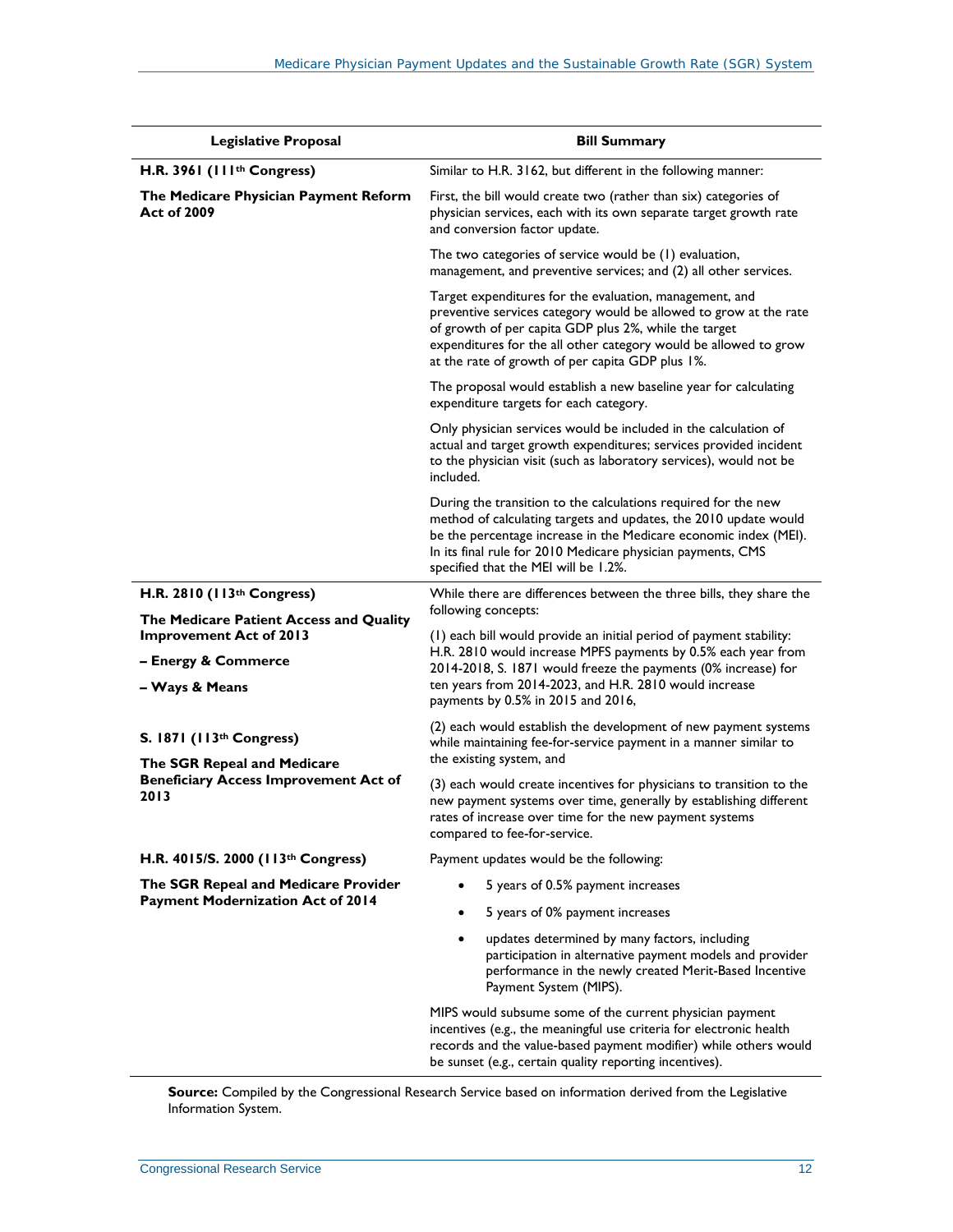| Legislative Proposal | Bill Summary |
| --- | --- |
| **H.R. 3961 (111th Congress)** **The Medicare Physician Payment Reform Act of 2009** | Similar to H.R. 3162, but different in the following manner: First, the bill would create two (rather than six) categories of physician services, each with its own separate target growth rate and conversion factor update. The two categories of service would be (1) evaluation, management, and preventive services; and (2) all other services. Target expenditures for the evaluation, management, and preventive services category would be allowed to grow at the rate of growth of per capita GDP plus 2%, while the target expenditures for the all other category would be allowed to grow at the rate of growth of per capita GDP plus 1%. The proposal would establish a new baseline year for calculating expenditure targets for each category. Only physician services would be included in the calculation of actual and target growth expenditures; services provided incident to the physician visit (such as laboratory services), would not be included. During the transition to the calculations required for the new method of calculating targets and updates, the 2010 update would be the percentage increase in the Medicare economic index (MEI). In its final rule for 2010 Medicare physician payments, CMS specified that the MEI will be 1.2%. |
| **H.R. 2810 (113th Congress)** **The Medicare Patient Access and Quality Improvement Act of 2013** **– Energy & Commerce** **– Ways & Means** **S. 1871 (113th Congress)** **The SGR Repeal and Medicare Beneficiary Access Improvement Act of 2013** | While there are differences between the three bills, they share the following concepts: (1) each bill would provide an initial period of payment stability: H.R. 2810 would increase MPFS payments by 0.5% each year from 2014-2018, S. 1871 would freeze the payments (0% increase) for ten years from 2014-2023, and H.R. 2810 would increase payments by 0.5% in 2015 and 2016, (2) each would establish the development of new payment systems while maintaining fee-for-service payment in a manner similar to the existing system, and (3) each would create incentives for physicians to transition to the new payment systems over time, generally by establishing different rates of increase over time for the new payment systems compared to fee-for-service. |
| **H.R. 4015/S. 2000 (113th Congress)** **The SGR Repeal and Medicare Provider Payment Modernization Act of 2014** | Payment updates would be the following: • 5 years of 0.5% payment increases • 5 years of 0% payment increases • updates determined by many factors, including participation in alternative payment models and provider performance in the newly created Merit-Based Incentive Payment System (MIPS). MIPS would subsume some of the current physician payment incentives (e.g., the meaningful use criteria for electronic health records and the value-based payment modifier) while others would be sunset (e.g., certain quality reporting incentives). |

**Source:** Compiled by the Congressional Research Service based on information derived from the Legislative Information System.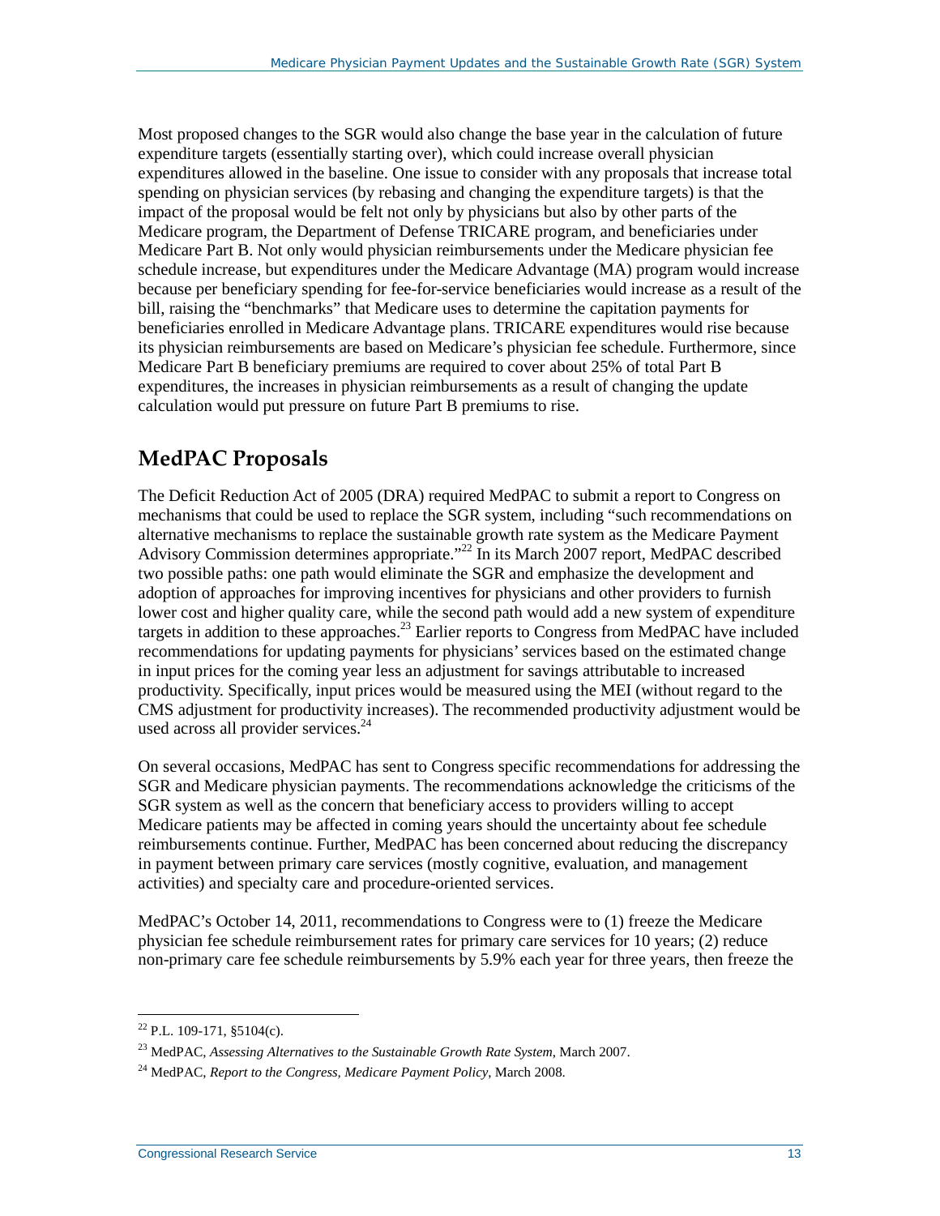Most proposed changes to the SGR would also change the base year in the calculation of future expenditure targets (essentially starting over), which could increase overall physician expenditures allowed in the baseline. One issue to consider with any proposals that increase total spending on physician services (by rebasing and changing the expenditure targets) is that the impact of the proposal would be felt not only by physicians but also by other parts of the Medicare program, the Department of Defense TRICARE program, and beneficiaries under Medicare Part B. Not only would physician reimbursements under the Medicare physician fee schedule increase, but expenditures under the Medicare Advantage (MA) program would increase because per beneficiary spending for fee-for-service beneficiaries would increase as a result of the bill, raising the "benchmarks" that Medicare uses to determine the capitation payments for beneficiaries enrolled in Medicare Advantage plans. TRICARE expenditures would rise because its physician reimbursements are based on Medicare's physician fee schedule. Furthermore, since Medicare Part B beneficiary premiums are required to cover about 25% of total Part B expenditures, the increases in physician reimbursements as a result of changing the update calculation would put pressure on future Part B premiums to rise.

## MedPAC Proposals

The Deficit Reduction Act of 2005 (DRA) required MedPAC to submit a report to Congress on mechanisms that could be used to replace the SGR system, including "such recommendations on alternative mechanisms to replace the sustainable growth rate system as the Medicare Payment Advisory Commission determines appropriate."[22] In its March 2007 report, MedPAC described two possible paths: one path would eliminate the SGR and emphasize the development and adoption of approaches for improving incentives for physicians and other providers to furnish lower cost and higher quality care, while the second path would add a new system of expenditure targets in addition to these approaches.[23] Earlier reports to Congress from MedPAC have included recommendations for updating payments for physicians' services based on the estimated change in input prices for the coming year less an adjustment for savings attributable to increased productivity. Specifically, input prices would be measured using the MEI (without regard to the CMS adjustment for productivity increases). The recommended productivity adjustment would be used across all provider services.[24]

On several occasions, MedPAC has sent to Congress specific recommendations for addressing the SGR and Medicare physician payments. The recommendations acknowledge the criticisms of the SGR system as well as the concern that beneficiary access to providers willing to accept Medicare patients may be affected in coming years should the uncertainty about fee schedule reimbursements continue. Further, MedPAC has been concerned about reducing the discrepancy in payment between primary care services (mostly cognitive, evaluation, and management activities) and specialty care and procedure-oriented services.

MedPAC's October 14, 2011, recommendations to Congress were to (1) freeze the Medicare physician fee schedule reimbursement rates for primary care services for 10 years; (2) reduce non-primary care fee schedule reimbursements by 5.9% each year for three years, then freeze the

---

[22] P.L. 109-171, §5104(c).

[23] MedPAC, *Assessing Alternatives to the Sustainable Growth Rate System*, March 2007.

[24] MedPAC, *Report to the Congress, Medicare Payment Policy*, March 2008.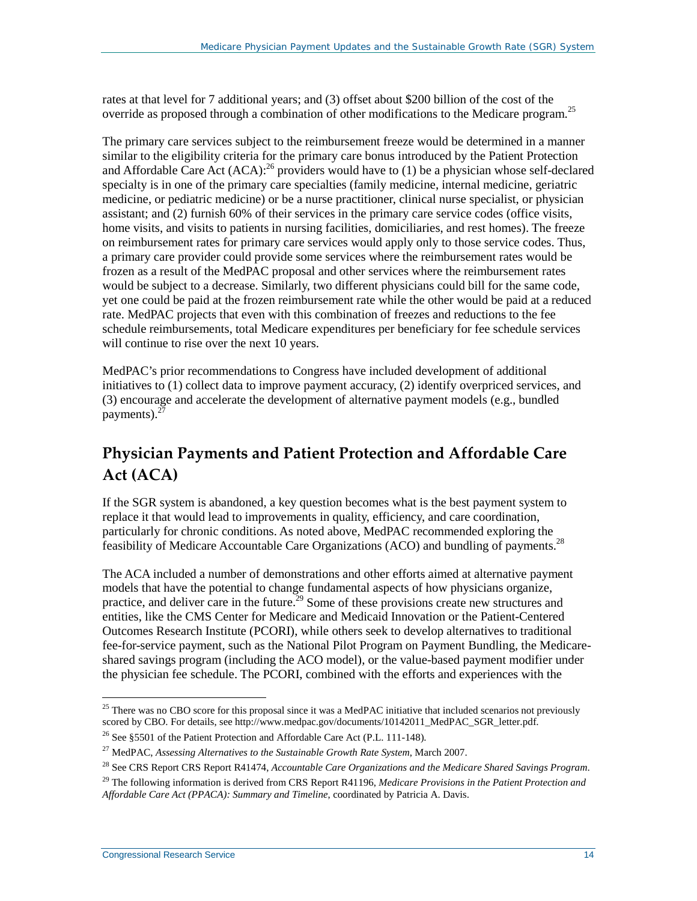rates at that level for 7 additional years; and (3) offset about $200 billion of the cost of the override as proposed through a combination of other modifications to the Medicare program.[25]

The primary care services subject to the reimbursement freeze would be determined in a manner similar to the eligibility criteria for the primary care bonus introduced by the Patient Protection and Affordable Care Act (ACA):[26] providers would have to (1) be a physician whose self-declared specialty is in one of the primary care specialties (family medicine, internal medicine, geriatric medicine, or pediatric medicine) or be a nurse practitioner, clinical nurse specialist, or physician assistant; and (2) furnish 60% of their services in the primary care service codes (office visits, home visits, and visits to patients in nursing facilities, domiciliaries, and rest homes). The freeze on reimbursement rates for primary care services would apply only to those service codes. Thus, a primary care provider could provide some services where the reimbursement rates would be frozen as a result of the MedPAC proposal and other services where the reimbursement rates would be subject to a decrease. Similarly, two different physicians could bill for the same code, yet one could be paid at the frozen reimbursement rate while the other would be paid at a reduced rate. MedPAC projects that even with this combination of freezes and reductions to the fee schedule reimbursements, total Medicare expenditures per beneficiary for fee schedule services will continue to rise over the next 10 years.

MedPAC's prior recommendations to Congress have included development of additional initiatives to (1) collect data to improve payment accuracy, (2) identify overpriced services, and (3) encourage and accelerate the development of alternative payment models (e.g., bundled payments).[27]

## Physician Payments and Patient Protection and Affordable Care Act (ACA)

If the SGR system is abandoned, a key question becomes what is the best payment system to replace it that would lead to improvements in quality, efficiency, and care coordination, particularly for chronic conditions. As noted above, MedPAC recommended exploring the feasibility of Medicare Accountable Care Organizations (ACO) and bundling of payments.[28]

The ACA included a number of demonstrations and other efforts aimed at alternative payment models that have the potential to change fundamental aspects of how physicians organize, practice, and deliver care in the future.[29] Some of these provisions create new structures and entities, like the CMS Center for Medicare and Medicaid Innovation or the Patient-Centered Outcomes Research Institute (PCORI), while others seek to develop alternatives to traditional fee-for-service payment, such as the National Pilot Program on Payment Bundling, the Medicare-shared savings program (including the ACO model), or the value-based payment modifier under the physician fee schedule. The PCORI, combined with the efforts and experiences with the

---

[25] There was no CBO score for this proposal since it was a MedPAC initiative that included scenarios not previously scored by CBO. For details, see http://www.medpac.gov/documents/10142011_MedPAC_SGR_letter.pdf.

[26] See §5501 of the Patient Protection and Affordable Care Act (P.L. 111-148).

[27] MedPAC, *Assessing Alternatives to the Sustainable Growth Rate System*, March 2007.

[28] See CRS Report CRS Report R41474, *Accountable Care Organizations and the Medicare Shared Savings Program*.

[29] The following information is derived from CRS Report R41196, *Medicare Provisions in the Patient Protection and Affordable Care Act (PPACA): Summary and Timeline*, coordinated by Patricia A. Davis.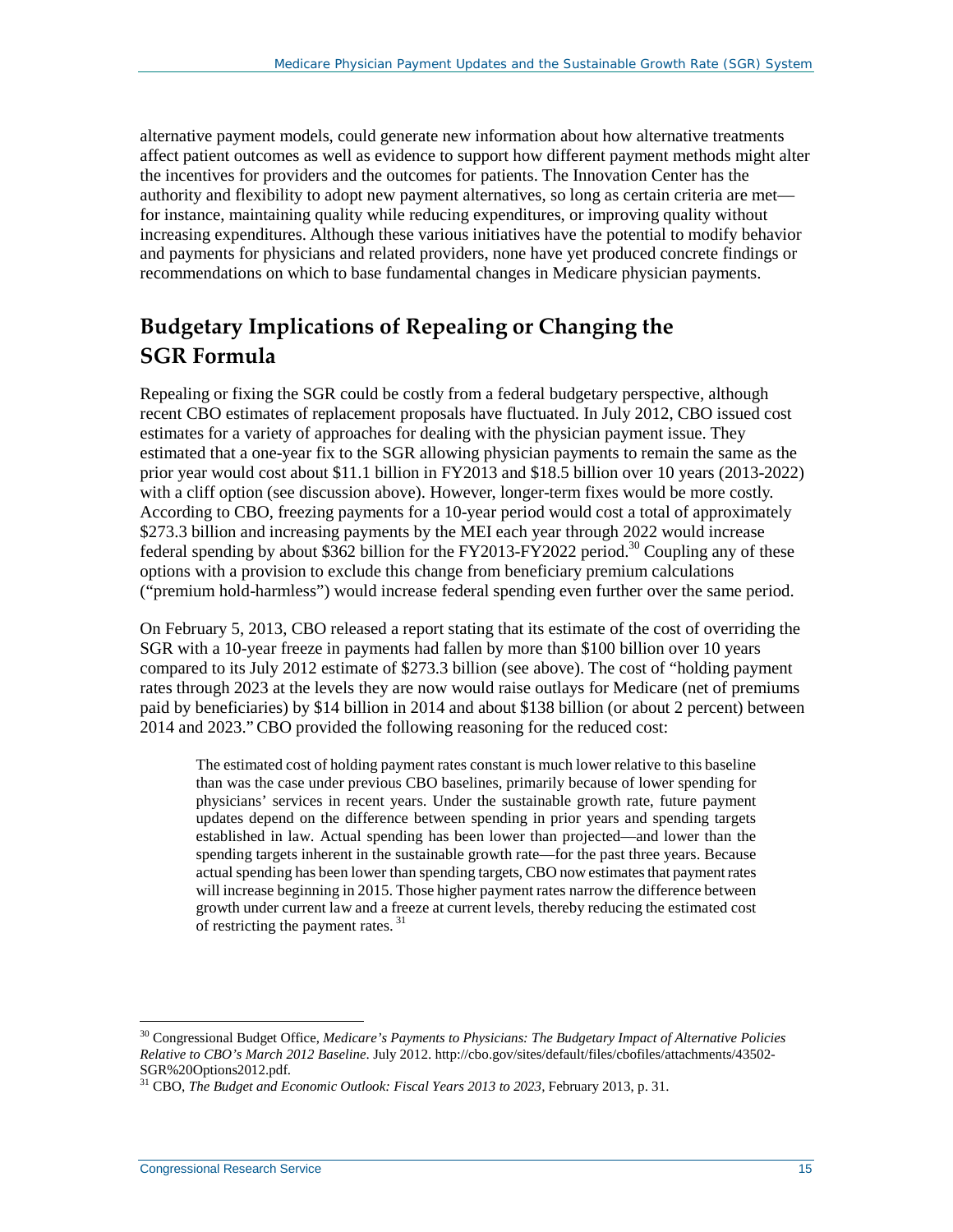alternative payment models, could generate new information about how alternative treatments affect patient outcomes as well as evidence to support how different payment methods might alter the incentives for providers and the outcomes for patients. The Innovation Center has the authority and flexibility to adopt new payment alternatives, so long as certain criteria are met—for instance, maintaining quality while reducing expenditures, or improving quality without increasing expenditures. Although these various initiatives have the potential to modify behavior and payments for physicians and related providers, none have yet produced concrete findings or recommendations on which to base fundamental changes in Medicare physician payments.

## Budgetary Implications of Repealing or Changing the SGR Formula

Repealing or fixing the SGR could be costly from a federal budgetary perspective, although recent CBO estimates of replacement proposals have fluctuated. In July 2012, CBO issued cost estimates for a variety of approaches for dealing with the physician payment issue. They estimated that a one-year fix to the SGR allowing physician payments to remain the same as the prior year would cost about $11.1 billion in FY2013 and $18.5 billion over 10 years (2013-2022) with a cliff option (see discussion above). However, longer-term fixes would be more costly. According to CBO, freezing payments for a 10-year period would cost a total of approximately $273.3 billion and increasing payments by the MEI each year through 2022 would increase federal spending by about $362 billion for the FY2013-FY2022 period.[30] Coupling any of these options with a provision to exclude this change from beneficiary premium calculations ("premium hold-harmless") would increase federal spending even further over the same period.

On February 5, 2013, CBO released a report stating that its estimate of the cost of overriding the SGR with a 10-year freeze in payments had fallen by more than $100 billion over 10 years compared to its July 2012 estimate of $273.3 billion (see above). The cost of "holding payment rates through 2023 at the levels they are now would raise outlays for Medicare (net of premiums paid by beneficiaries) by $14 billion in 2014 and about $138 billion (or about 2 percent) between 2014 and 2023." CBO provided the following reasoning for the reduced cost:

> The estimated cost of holding payment rates constant is much lower relative to this baseline than was the case under previous CBO baselines, primarily because of lower spending for physicians' services in recent years. Under the sustainable growth rate, future payment updates depend on the difference between spending in prior years and spending targets established in law. Actual spending has been lower than projected—and lower than the spending targets inherent in the sustainable growth rate—for the past three years. Because actual spending has been lower than spending targets, CBO now estimates that payment rates will increase beginning in 2015. Those higher payment rates narrow the difference between growth under current law and a freeze at current levels, thereby reducing the estimated cost of restricting the payment rates.[31]

---

[30] Congressional Budget Office, *Medicare's Payments to Physicians: The Budgetary Impact of Alternative Policies Relative to CBO's March 2012 Baseline*. July 2012. http://cbo.gov/sites/default/files/cbofiles/attachments/43502-SGR%20Options2012.pdf.

[31] CBO, *The Budget and Economic Outlook: Fiscal Years 2013 to 2023*, February 2013, p. 31.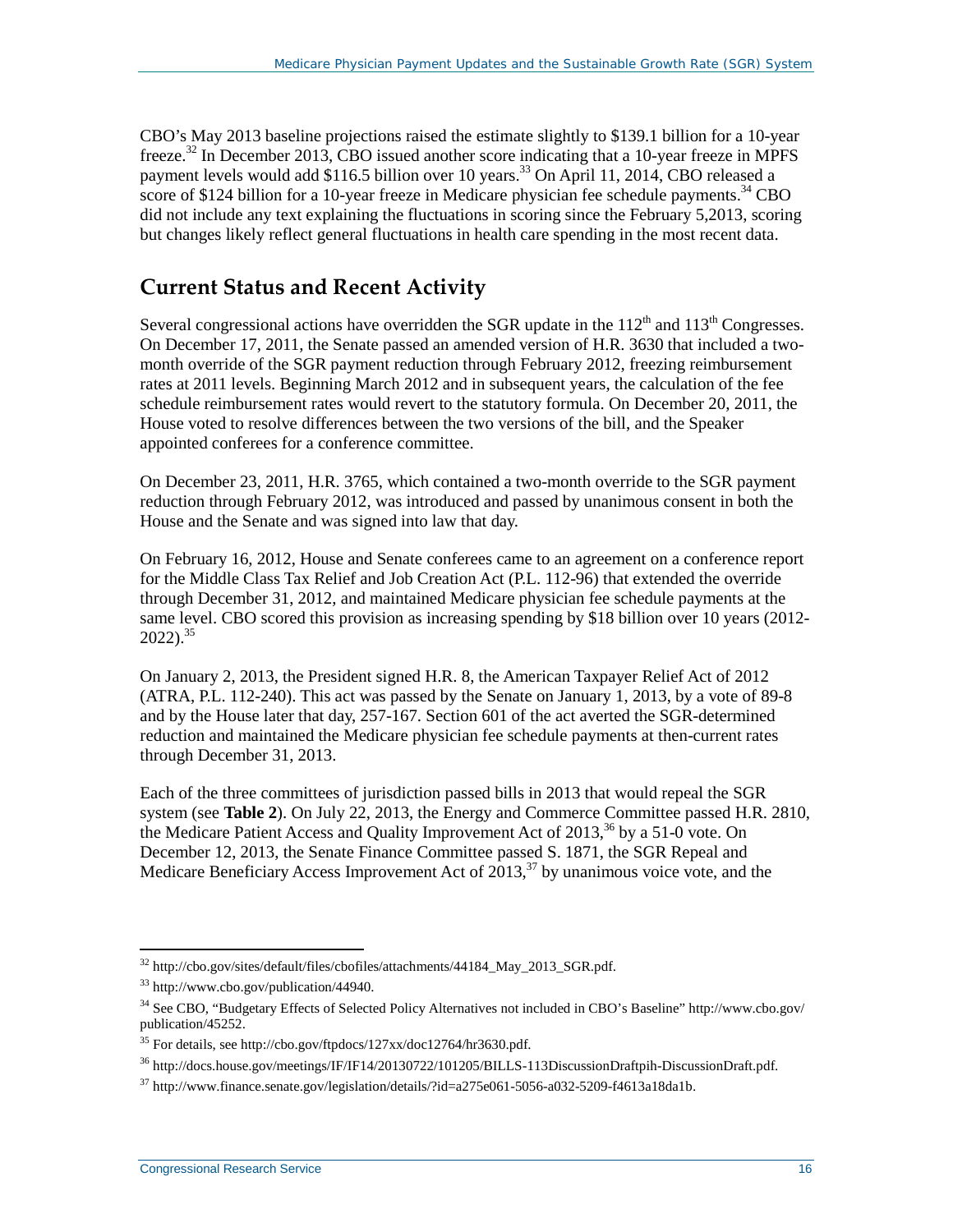CBO's May 2013 baseline projections raised the estimate slightly to $139.1 billion for a 10-year freeze.[32] In December 2013, CBO issued another score indicating that a 10-year freeze in MPFS payment levels would add $116.5 billion over 10 years.[33] On April 11, 2014, CBO released a score of $124 billion for a 10-year freeze in Medicare physician fee schedule payments.[34] CBO did not include any text explaining the fluctuations in scoring since the February 5,2013, scoring but changes likely reflect general fluctuations in health care spending in the most recent data.

## Current Status and Recent Activity

Several congressional actions have overridden the SGR update in the 112th and 113th Congresses. On December 17, 2011, the Senate passed an amended version of H.R. 3630 that included a two-month override of the SGR payment reduction through February 2012, freezing reimbursement rates at 2011 levels. Beginning March 2012 and in subsequent years, the calculation of the fee schedule reimbursement rates would revert to the statutory formula. On December 20, 2011, the House voted to resolve differences between the two versions of the bill, and the Speaker appointed conferees for a conference committee.

On December 23, 2011, H.R. 3765, which contained a two-month override to the SGR payment reduction through February 2012, was introduced and passed by unanimous consent in both the House and the Senate and was signed into law that day.

On February 16, 2012, House and Senate conferees came to an agreement on a conference report for the Middle Class Tax Relief and Job Creation Act (P.L. 112-96) that extended the override through December 31, 2012, and maintained Medicare physician fee schedule payments at the same level. CBO scored this provision as increasing spending by $18 billion over 10 years (2012-2022).[35]

On January 2, 2013, the President signed H.R. 8, the American Taxpayer Relief Act of 2012 (ATRA, P.L. 112-240). This act was passed by the Senate on January 1, 2013, by a vote of 89-8 and by the House later that day, 257-167. Section 601 of the act averted the SGR-determined reduction and maintained the Medicare physician fee schedule payments at then-current rates through December 31, 2013.

Each of the three committees of jurisdiction passed bills in 2013 that would repeal the SGR system (see **Table 2**). On July 22, 2013, the Energy and Commerce Committee passed H.R. 2810, the Medicare Patient Access and Quality Improvement Act of 2013,[36] by a 51-0 vote. On December 12, 2013, the Senate Finance Committee passed S. 1871, the SGR Repeal and Medicare Beneficiary Access Improvement Act of 2013,[37] by unanimous voice vote, and the

---

[32] http://cbo.gov/sites/default/files/cbofiles/attachments/44184_May_2013_SGR.pdf.

[33] http://www.cbo.gov/publication/44940.

[34] See CBO, "Budgetary Effects of Selected Policy Alternatives not included in CBO's Baseline" http://www.cbo.gov/publication/45252.

[35] For details, see http://cbo.gov/ftpdocs/127xx/doc12764/hr3630.pdf.

[36] http://docs.house.gov/meetings/IF/IF14/20130722/101205/BILLS-113DiscussionDraftpih-DiscussionDraft.pdf.

[37] http://www.finance.senate.gov/legislation/details/?id=a275e061-5056-a032-5209-f4613a18da1b.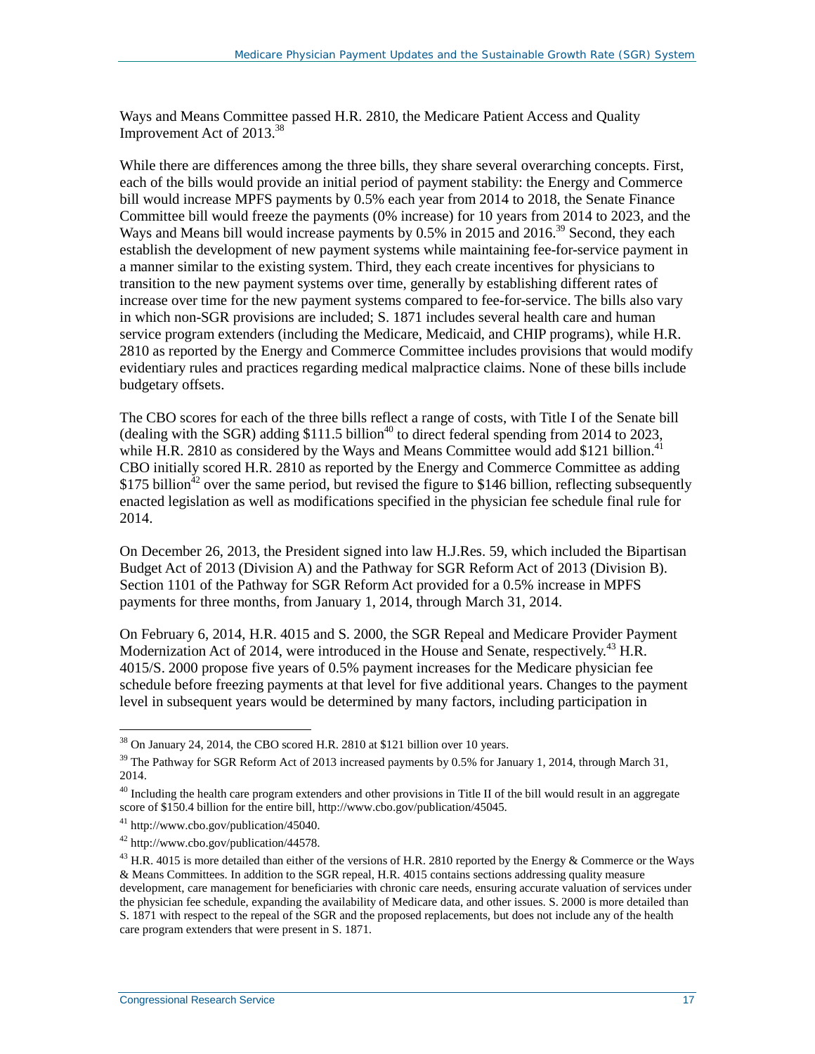Ways and Means Committee passed H.R. 2810, the Medicare Patient Access and Quality Improvement Act of 2013.[38]

While there are differences among the three bills, they share several overarching concepts. First, each of the bills would provide an initial period of payment stability: the Energy and Commerce bill would increase MPFS payments by 0.5% each year from 2014 to 2018, the Senate Finance Committee bill would freeze the payments (0% increase) for 10 years from 2014 to 2023, and the Ways and Means bill would increase payments by 0.5% in 2015 and 2016.[39] Second, they each establish the development of new payment systems while maintaining fee-for-service payment in a manner similar to the existing system. Third, they each create incentives for physicians to transition to the new payment systems over time, generally by establishing different rates of increase over time for the new payment systems compared to fee-for-service. The bills also vary in which non-SGR provisions are included; S. 1871 includes several health care and human service program extenders (including the Medicare, Medicaid, and CHIP programs), while H.R. 2810 as reported by the Energy and Commerce Committee includes provisions that would modify evidentiary rules and practices regarding medical malpractice claims. None of these bills include budgetary offsets.

The CBO scores for each of the three bills reflect a range of costs, with Title I of the Senate bill (dealing with the SGR) adding $111.5 billion[40] to direct federal spending from 2014 to 2023, while H.R. 2810 as considered by the Ways and Means Committee would add $121 billion.[41] CBO initially scored H.R. 2810 as reported by the Energy and Commerce Committee as adding $175 billion[42] over the same period, but revised the figure to $146 billion, reflecting subsequently enacted legislation as well as modifications specified in the physician fee schedule final rule for 2014.

On December 26, 2013, the President signed into law H.J.Res. 59, which included the Bipartisan Budget Act of 2013 (Division A) and the Pathway for SGR Reform Act of 2013 (Division B). Section 1101 of the Pathway for SGR Reform Act provided for a 0.5% increase in MPFS payments for three months, from January 1, 2014, through March 31, 2014.

On February 6, 2014, H.R. 4015 and S. 2000, the SGR Repeal and Medicare Provider Payment Modernization Act of 2014, were introduced in the House and Senate, respectively.[43] H.R. 4015/S. 2000 propose five years of 0.5% payment increases for the Medicare physician fee schedule before freezing payments at that level for five additional years. Changes to the payment level in subsequent years would be determined by many factors, including participation in

---

[38] On January 24, 2014, the CBO scored H.R. 2810 at $121 billion over 10 years.

[39] The Pathway for SGR Reform Act of 2013 increased payments by 0.5% for January 1, 2014, through March 31, 2014.

[40] Including the health care program extenders and other provisions in Title II of the bill would result in an aggregate score of $150.4 billion for the entire bill, http://www.cbo.gov/publication/45045.

[41] http://www.cbo.gov/publication/45040.

[42] http://www.cbo.gov/publication/44578.

[43] H.R. 4015 is more detailed than either of the versions of H.R. 2810 reported by the Energy & Commerce or the Ways & Means Committees. In addition to the SGR repeal, H.R. 4015 contains sections addressing quality measure development, care management for beneficiaries with chronic care needs, ensuring accurate valuation of services under the physician fee schedule, expanding the availability of Medicare data, and other issues. S. 2000 is more detailed than S. 1871 with respect to the repeal of the SGR and the proposed replacements, but does not include any of the health care program extenders that were present in S. 1871.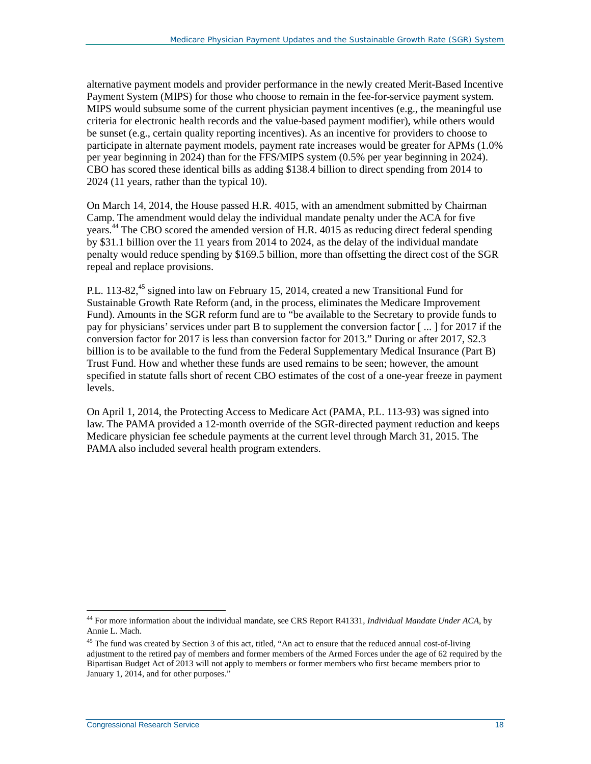alternative payment models and provider performance in the newly created Merit-Based Incentive Payment System (MIPS) for those who choose to remain in the fee-for-service payment system. MIPS would subsume some of the current physician payment incentives (e.g., the meaningful use criteria for electronic health records and the value-based payment modifier), while others would be sunset (e.g., certain quality reporting incentives). As an incentive for providers to choose to participate in alternate payment models, payment rate increases would be greater for APMs (1.0% per year beginning in 2024) than for the FFS/MIPS system (0.5% per year beginning in 2024). CBO has scored these identical bills as adding $138.4 billion to direct spending from 2014 to 2024 (11 years, rather than the typical 10).

On March 14, 2014, the House passed H.R. 4015, with an amendment submitted by Chairman Camp. The amendment would delay the individual mandate penalty under the ACA for five years.[44] The CBO scored the amended version of H.R. 4015 as reducing direct federal spending by $31.1 billion over the 11 years from 2014 to 2024, as the delay of the individual mandate penalty would reduce spending by $169.5 billion, more than offsetting the direct cost of the SGR repeal and replace provisions.

P.L. 113-82,[45] signed into law on February 15, 2014, created a new Transitional Fund for Sustainable Growth Rate Reform (and, in the process, eliminates the Medicare Improvement Fund). Amounts in the SGR reform fund are to "be available to the Secretary to provide funds to pay for physicians' services under part B to supplement the conversion factor [ ... ] for 2017 if the conversion factor for 2017 is less than conversion factor for 2013." During or after 2017, $2.3 billion is to be available to the fund from the Federal Supplementary Medical Insurance (Part B) Trust Fund. How and whether these funds are used remains to be seen; however, the amount specified in statute falls short of recent CBO estimates of the cost of a one-year freeze in payment levels.

On April 1, 2014, the Protecting Access to Medicare Act (PAMA, P.L. 113-93) was signed into law. The PAMA provided a 12-month override of the SGR-directed payment reduction and keeps Medicare physician fee schedule payments at the current level through March 31, 2015. The PAMA also included several health program extenders.

---

[44] For more information about the individual mandate, see CRS Report R41331, *Individual Mandate Under ACA*, by Annie L. Mach.

[45] The fund was created by Section 3 of this act, titled, "An act to ensure that the reduced annual cost-of-living adjustment to the retired pay of members and former members of the Armed Forces under the age of 62 required by the Bipartisan Budget Act of 2013 will not apply to members or former members who first became members prior to January 1, 2014, and for other purposes."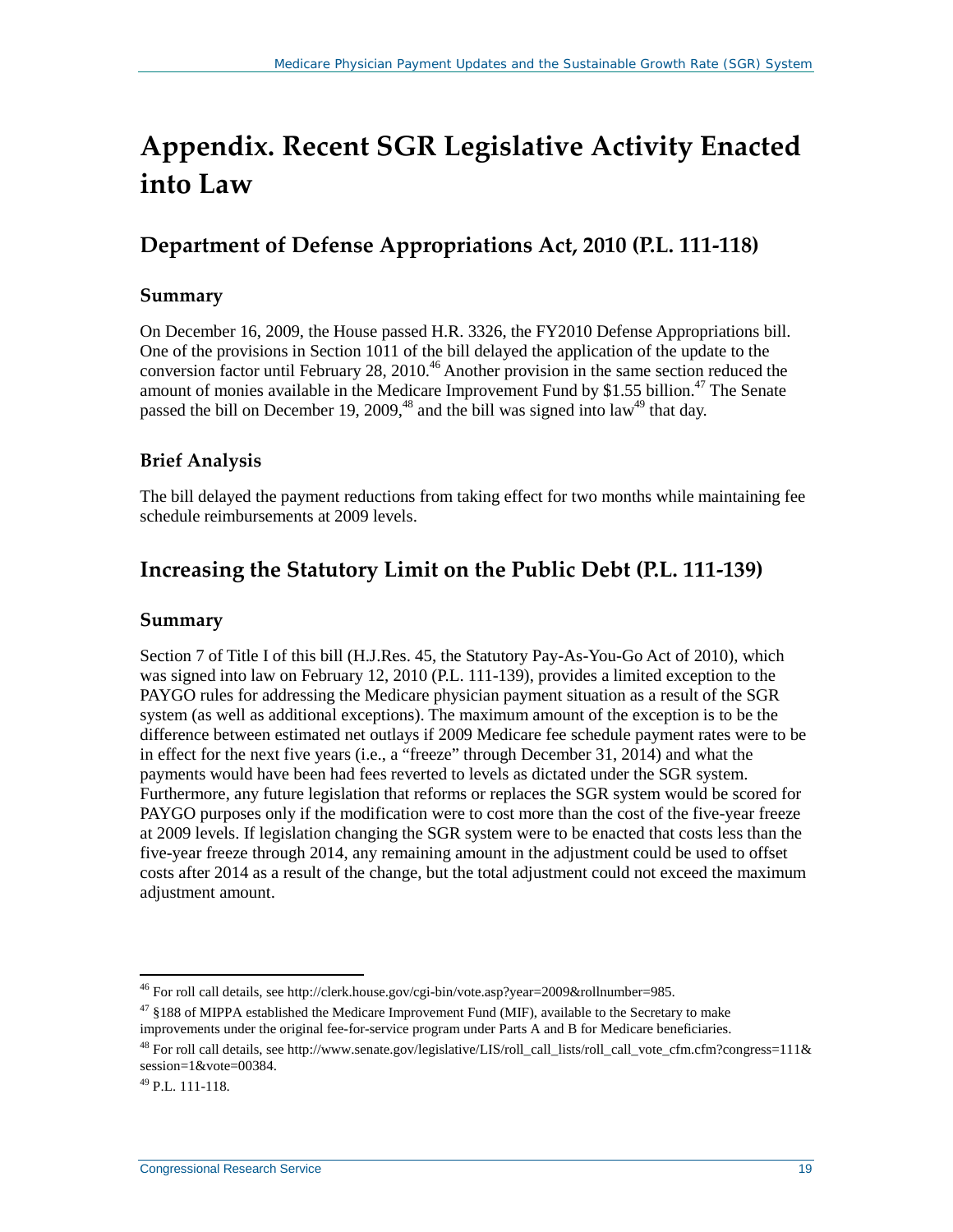# Appendix. Recent SGR Legislative Activity Enacted into Law

## Department of Defense Appropriations Act, 2010 (P.L. 111-118)

### Summary

On December 16, 2009, the House passed H.R. 3326, the FY2010 Defense Appropriations bill. One of the provisions in Section 1011 of the bill delayed the application of the update to the conversion factor until February 28, 2010.[46] Another provision in the same section reduced the amount of monies available in the Medicare Improvement Fund by $1.55 billion.[47] The Senate passed the bill on December 19, 2009,[48] and the bill was signed into law[49] that day.

### Brief Analysis

The bill delayed the payment reductions from taking effect for two months while maintaining fee schedule reimbursements at 2009 levels.

## Increasing the Statutory Limit on the Public Debt (P.L. 111-139)

### Summary

Section 7 of Title I of this bill (H.J.Res. 45, the Statutory Pay-As-You-Go Act of 2010), which was signed into law on February 12, 2010 (P.L. 111-139), provides a limited exception to the PAYGO rules for addressing the Medicare physician payment situation as a result of the SGR system (as well as additional exceptions). The maximum amount of the exception is to be the difference between estimated net outlays if 2009 Medicare fee schedule payment rates were to be in effect for the next five years (i.e., a "freeze" through December 31, 2014) and what the payments would have been had fees reverted to levels as dictated under the SGR system. Furthermore, any future legislation that reforms or replaces the SGR system would be scored for PAYGO purposes only if the modification were to cost more than the cost of the five-year freeze at 2009 levels. If legislation changing the SGR system were to be enacted that costs less than the five-year freeze through 2014, any remaining amount in the adjustment could be used to offset costs after 2014 as a result of the change, but the total adjustment could not exceed the maximum adjustment amount.

---

[46] For roll call details, see http://clerk.house.gov/cgi-bin/vote.asp?year=2009&rollnumber=985.

[47] §188 of MIPPA established the Medicare Improvement Fund (MIF), available to the Secretary to make improvements under the original fee-for-service program under Parts A and B for Medicare beneficiaries.

[48] For roll call details, see http://www.senate.gov/legislative/LIS/roll_call_lists/roll_call_vote_cfm.cfm?congress=111&session=1&vote=00384.

[49] P.L. 111-118.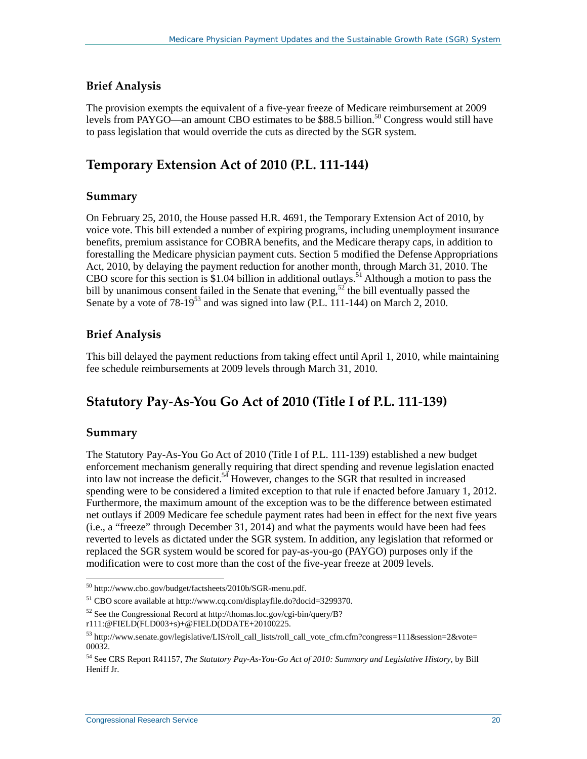### Brief Analysis

The provision exempts the equivalent of a five-year freeze of Medicare reimbursement at 2009 levels from PAYGO—an amount CBO estimates to be $88.5 billion.[50] Congress would still have to pass legislation that would override the cuts as directed by the SGR system.

## Temporary Extension Act of 2010 (P.L. 111-144)

### Summary

On February 25, 2010, the House passed H.R. 4691, the Temporary Extension Act of 2010, by voice vote. This bill extended a number of expiring programs, including unemployment insurance benefits, premium assistance for COBRA benefits, and the Medicare therapy caps, in addition to forestalling the Medicare physician payment cuts. Section 5 modified the Defense Appropriations Act, 2010, by delaying the payment reduction for another month, through March 31, 2010. The CBO score for this section is $1.04 billion in additional outlays.[51] Although a motion to pass the bill by unanimous consent failed in the Senate that evening,[52] the bill eventually passed the Senate by a vote of 78-19[53] and was signed into law (P.L. 111-144) on March 2, 2010.

### Brief Analysis

This bill delayed the payment reductions from taking effect until April 1, 2010, while maintaining fee schedule reimbursements at 2009 levels through March 31, 2010.

## Statutory Pay-As-You Go Act of 2010 (Title I of P.L. 111-139)

### Summary

The Statutory Pay-As-You Go Act of 2010 (Title I of P.L. 111-139) established a new budget enforcement mechanism generally requiring that direct spending and revenue legislation enacted into law not increase the deficit.[54] However, changes to the SGR that resulted in increased spending were to be considered a limited exception to that rule if enacted before January 1, 2012. Furthermore, the maximum amount of the exception was to be the difference between estimated net outlays if 2009 Medicare fee schedule payment rates had been in effect for the next five years (i.e., a "freeze" through December 31, 2014) and what the payments would have been had fees reverted to levels as dictated under the SGR system. In addition, any legislation that reformed or replaced the SGR system would be scored for pay-as-you-go (PAYGO) purposes only if the modification were to cost more than the cost of the five-year freeze at 2009 levels.

---

[50] http://www.cbo.gov/budget/factsheets/2010b/SGR-menu.pdf.

[51] CBO score available at http://www.cq.com/displayfile.do?docid=3299370.

[52] See the Congressional Record at http://thomas.loc.gov/cgi-bin/query/B?r111:@FIELD(FLD003+s)+@FIELD(DDATE+20100225.

[53] http://www.senate.gov/legislative/LIS/roll_call_lists/roll_call_vote_cfm.cfm?congress=111&session=2&vote=00032.

[54] See CRS Report R41157, *The Statutory Pay-As-You-Go Act of 2010: Summary and Legislative History*, by Bill Heniff Jr.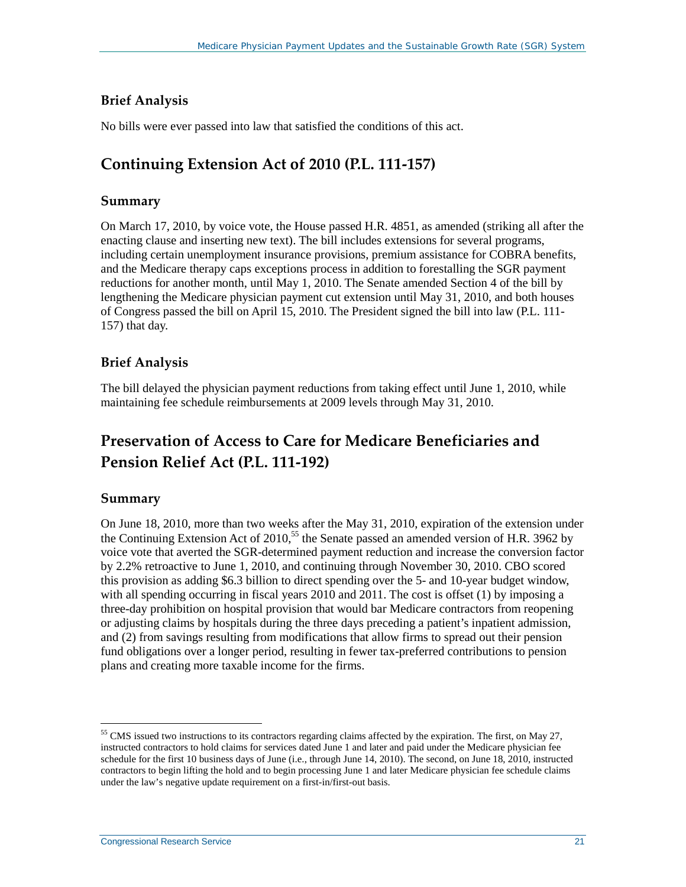### Brief Analysis

No bills were ever passed into law that satisfied the conditions of this act.

## Continuing Extension Act of 2010 (P.L. 111-157)

### Summary

On March 17, 2010, by voice vote, the House passed H.R. 4851, as amended (striking all after the enacting clause and inserting new text). The bill includes extensions for several programs, including certain unemployment insurance provisions, premium assistance for COBRA benefits, and the Medicare therapy caps exceptions process in addition to forestalling the SGR payment reductions for another month, until May 1, 2010. The Senate amended Section 4 of the bill by lengthening the Medicare physician payment cut extension until May 31, 2010, and both houses of Congress passed the bill on April 15, 2010. The President signed the bill into law (P.L. 111-157) that day.

### Brief Analysis

The bill delayed the physician payment reductions from taking effect until June 1, 2010, while maintaining fee schedule reimbursements at 2009 levels through May 31, 2010.

## Preservation of Access to Care for Medicare Beneficiaries and Pension Relief Act (P.L. 111-192)

### Summary

On June 18, 2010, more than two weeks after the May 31, 2010, expiration of the extension under the Continuing Extension Act of 2010,[55] the Senate passed an amended version of H.R. 3962 by voice vote that averted the SGR-determined payment reduction and increase the conversion factor by 2.2% retroactive to June 1, 2010, and continuing through November 30, 2010. CBO scored this provision as adding $6.3 billion to direct spending over the 5- and 10-year budget window, with all spending occurring in fiscal years 2010 and 2011. The cost is offset (1) by imposing a three-day prohibition on hospital provision that would bar Medicare contractors from reopening or adjusting claims by hospitals during the three days preceding a patient's inpatient admission, and (2) from savings resulting from modifications that allow firms to spread out their pension fund obligations over a longer period, resulting in fewer tax-preferred contributions to pension plans and creating more taxable income for the firms.

---

[55] CMS issued two instructions to its contractors regarding claims affected by the expiration. The first, on May 27, instructed contractors to hold claims for services dated June 1 and later and paid under the Medicare physician fee schedule for the first 10 business days of June (i.e., through June 14, 2010). The second, on June 18, 2010, instructed contractors to begin lifting the hold and to begin processing June 1 and later Medicare physician fee schedule claims under the law's negative update requirement on a first-in/first-out basis.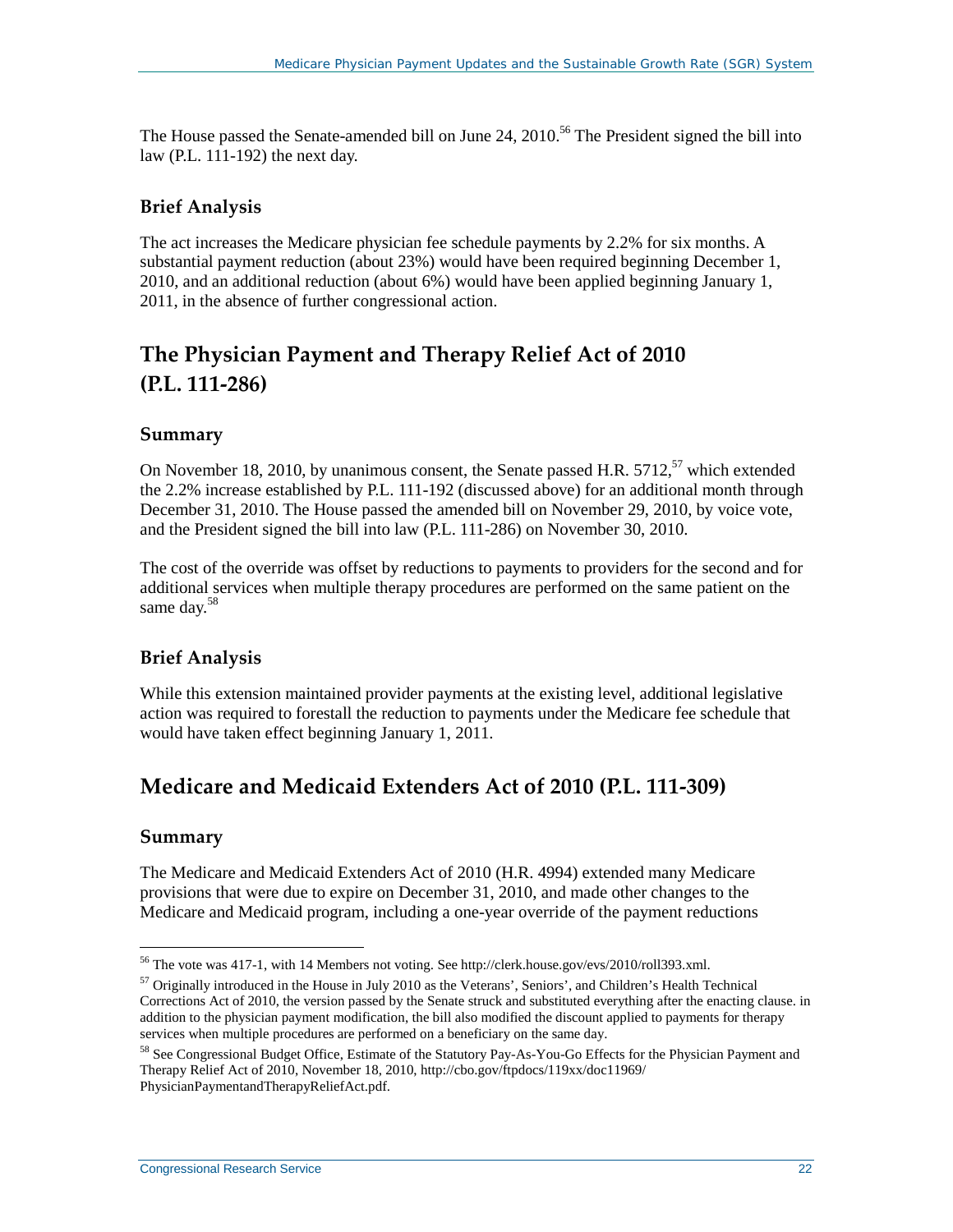The House passed the Senate-amended bill on June 24, 2010.[56] The President signed the bill into law (P.L. 111-192) the next day.

### Brief Analysis

The act increases the Medicare physician fee schedule payments by 2.2% for six months. A substantial payment reduction (about 23%) would have been required beginning December 1, 2010, and an additional reduction (about 6%) would have been applied beginning January 1, 2011, in the absence of further congressional action.

## The Physician Payment and Therapy Relief Act of 2010 (P.L. 111-286)

### Summary

On November 18, 2010, by unanimous consent, the Senate passed H.R. 5712,[57] which extended the 2.2% increase established by P.L. 111-192 (discussed above) for an additional month through December 31, 2010. The House passed the amended bill on November 29, 2010, by voice vote, and the President signed the bill into law (P.L. 111-286) on November 30, 2010.

The cost of the override was offset by reductions to payments to providers for the second and for additional services when multiple therapy procedures are performed on the same patient on the same day.[58]

### Brief Analysis

While this extension maintained provider payments at the existing level, additional legislative action was required to forestall the reduction to payments under the Medicare fee schedule that would have taken effect beginning January 1, 2011.

## Medicare and Medicaid Extenders Act of 2010 (P.L. 111-309)

### Summary

The Medicare and Medicaid Extenders Act of 2010 (H.R. 4994) extended many Medicare provisions that were due to expire on December 31, 2010, and made other changes to the Medicare and Medicaid program, including a one-year override of the payment reductions

---

[56] The vote was 417-1, with 14 Members not voting. See http://clerk.house.gov/evs/2010/roll393.xml.

[57] Originally introduced in the House in July 2010 as the Veterans', Seniors', and Children's Health Technical Corrections Act of 2010, the version passed by the Senate struck and substituted everything after the enacting clause. in addition to the physician payment modification, the bill also modified the discount applied to payments for therapy services when multiple procedures are performed on a beneficiary on the same day.

[58] See Congressional Budget Office, Estimate of the Statutory Pay-As-You-Go Effects for the Physician Payment and Therapy Relief Act of 2010, November 18, 2010, http://cbo.gov/ftpdocs/119xx/doc11969/PhysicianPaymentandTherapyReliefAct.pdf.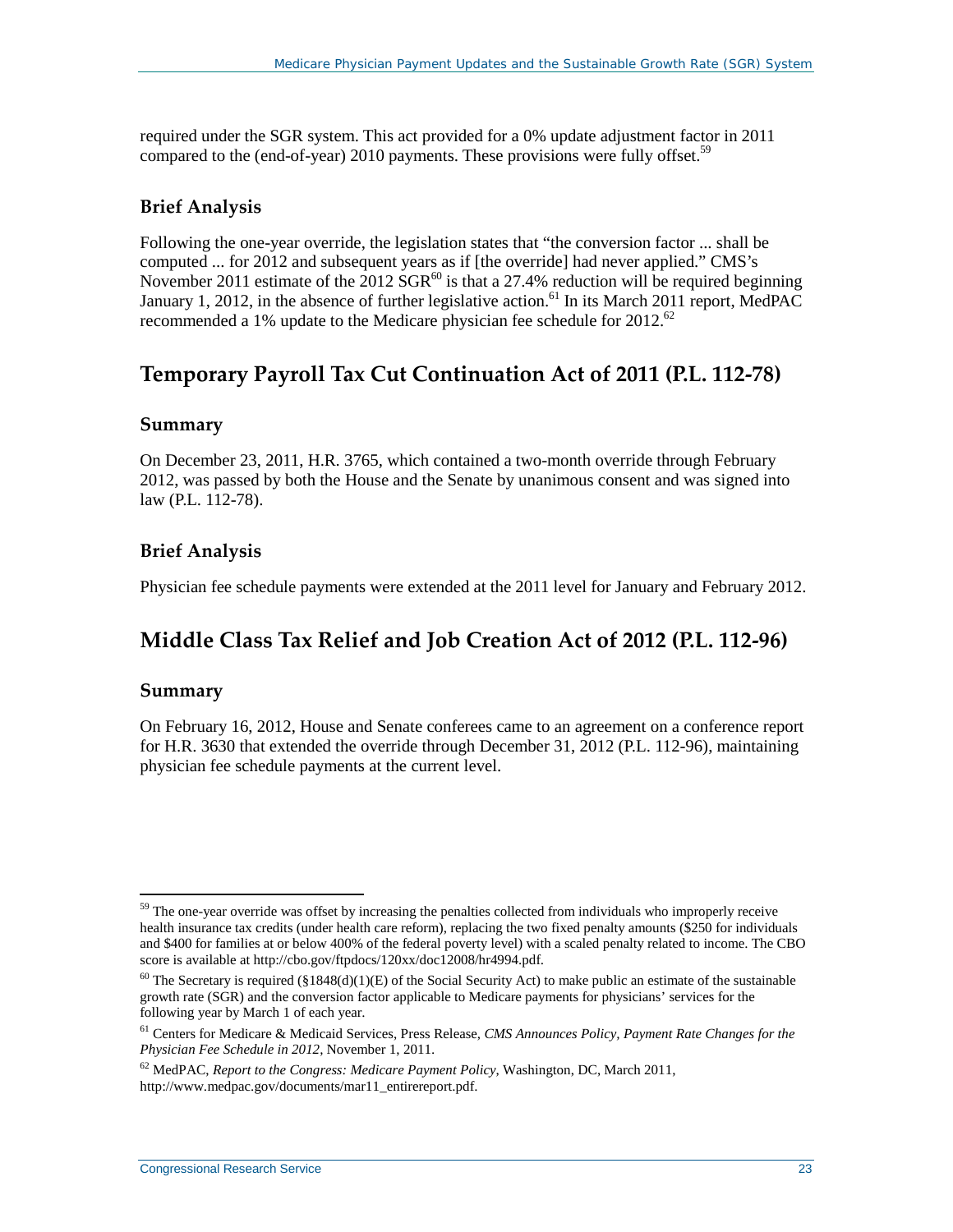required under the SGR system. This act provided for a 0% update adjustment factor in 2011 compared to the (end-of-year) 2010 payments. These provisions were fully offset.[59]

### Brief Analysis

Following the one-year override, the legislation states that "the conversion factor ... shall be computed ... for 2012 and subsequent years as if [the override] had never applied." CMS's November 2011 estimate of the 2012 SGR[60] is that a 27.4% reduction will be required beginning January 1, 2012, in the absence of further legislative action.[61] In its March 2011 report, MedPAC recommended a 1% update to the Medicare physician fee schedule for 2012.[62]

## Temporary Payroll Tax Cut Continuation Act of 2011 (P.L. 112-78)

### Summary

On December 23, 2011, H.R. 3765, which contained a two-month override through February 2012, was passed by both the House and the Senate by unanimous consent and was signed into law (P.L. 112-78).

### Brief Analysis

Physician fee schedule payments were extended at the 2011 level for January and February 2012.

## Middle Class Tax Relief and Job Creation Act of 2012 (P.L. 112-96)

### Summary

On February 16, 2012, House and Senate conferees came to an agreement on a conference report for H.R. 3630 that extended the override through December 31, 2012 (P.L. 112-96), maintaining physician fee schedule payments at the current level.

---

[59] The one-year override was offset by increasing the penalties collected from individuals who improperly receive health insurance tax credits (under health care reform), replacing the two fixed penalty amounts ($250 for individuals and $400 for families at or below 400% of the federal poverty level) with a scaled penalty related to income. The CBO score is available at http://cbo.gov/ftpdocs/120xx/doc12008/hr4994.pdf.

[60] The Secretary is required (§1848(d)(1)(E) of the Social Security Act) to make public an estimate of the sustainable growth rate (SGR) and the conversion factor applicable to Medicare payments for physicians' services for the following year by March 1 of each year.

[61] Centers for Medicare & Medicaid Services, Press Release, *CMS Announces Policy, Payment Rate Changes for the Physician Fee Schedule in 2012*, November 1, 2011.

[62] MedPAC, *Report to the Congress: Medicare Payment Policy*, Washington, DC, March 2011, http://www.medpac.gov/documents/mar11_entirereport.pdf.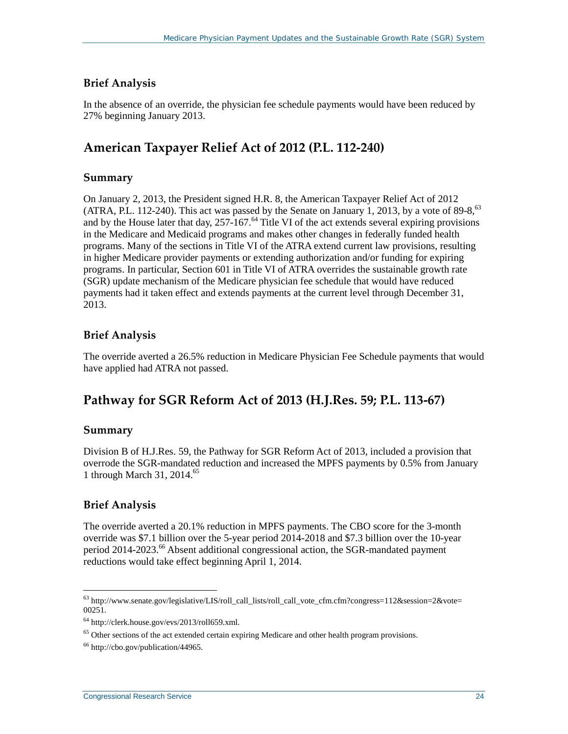### Brief Analysis

In the absence of an override, the physician fee schedule payments would have been reduced by 27% beginning January 2013.

## American Taxpayer Relief Act of 2012 (P.L. 112-240)

### Summary

On January 2, 2013, the President signed H.R. 8, the American Taxpayer Relief Act of 2012 (ATRA, P.L. 112-240). This act was passed by the Senate on January 1, 2013, by a vote of 89-8,[63] and by the House later that day, 257-167.[64] Title VI of the act extends several expiring provisions in the Medicare and Medicaid programs and makes other changes in federally funded health programs. Many of the sections in Title VI of the ATRA extend current law provisions, resulting in higher Medicare provider payments or extending authorization and/or funding for expiring programs. In particular, Section 601 in Title VI of ATRA overrides the sustainable growth rate (SGR) update mechanism of the Medicare physician fee schedule that would have reduced payments had it taken effect and extends payments at the current level through December 31, 2013.

### Brief Analysis

The override averted a 26.5% reduction in Medicare Physician Fee Schedule payments that would have applied had ATRA not passed.

## Pathway for SGR Reform Act of 2013 (H.J.Res. 59; P.L. 113-67)

### Summary

Division B of H.J.Res. 59, the Pathway for SGR Reform Act of 2013, included a provision that overrode the SGR-mandated reduction and increased the MPFS payments by 0.5% from January 1 through March 31, 2014.[65]

### Brief Analysis

The override averted a 20.1% reduction in MPFS payments. The CBO score for the 3-month override was $7.1 billion over the 5-year period 2014-2018 and $7.3 billion over the 10-year period 2014-2023.[66] Absent additional congressional action, the SGR-mandated payment reductions would take effect beginning April 1, 2014.

---

[63] http://www.senate.gov/legislative/LIS/roll_call_lists/roll_call_vote_cfm.cfm?congress=112&session=2&vote=00251.

[64] http://clerk.house.gov/evs/2013/roll659.xml.

[65] Other sections of the act extended certain expiring Medicare and other health program provisions.

[66] http://cbo.gov/publication/44965.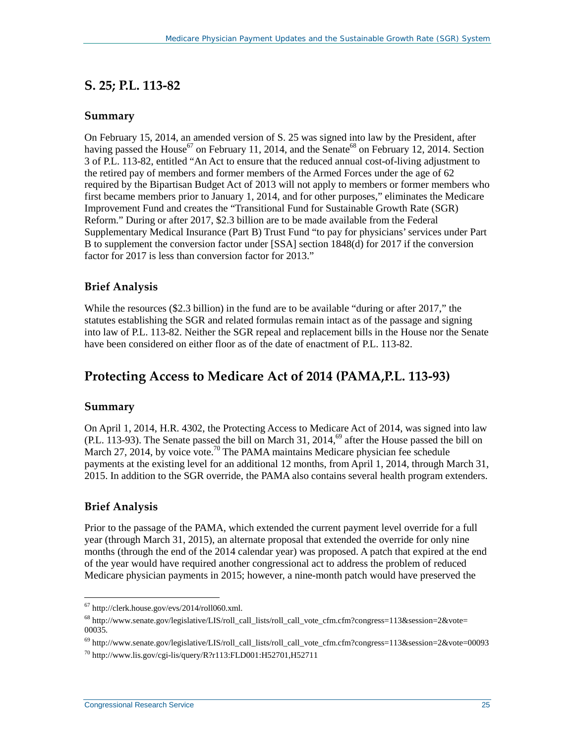## S. 25; P.L. 113-82

### Summary

On February 15, 2014, an amended version of S. 25 was signed into law by the President, after having passed the House[67] on February 11, 2014, and the Senate[68] on February 12, 2014. Section 3 of P.L. 113-82, entitled "An Act to ensure that the reduced annual cost-of-living adjustment to the retired pay of members and former members of the Armed Forces under the age of 62 required by the Bipartisan Budget Act of 2013 will not apply to members or former members who first became members prior to January 1, 2014, and for other purposes," eliminates the Medicare Improvement Fund and creates the "Transitional Fund for Sustainable Growth Rate (SGR) Reform." During or after 2017, $2.3 billion are to be made available from the Federal Supplementary Medical Insurance (Part B) Trust Fund "to pay for physicians' services under Part B to supplement the conversion factor under [SSA] section 1848(d) for 2017 if the conversion factor for 2017 is less than conversion factor for 2013."

### Brief Analysis

While the resources ($2.3 billion) in the fund are to be available "during or after 2017," the statutes establishing the SGR and related formulas remain intact as of the passage and signing into law of P.L. 113-82. Neither the SGR repeal and replacement bills in the House nor the Senate have been considered on either floor as of the date of enactment of P.L. 113-82.

## Protecting Access to Medicare Act of 2014 (PAMA,P.L. 113-93)

### Summary

On April 1, 2014, H.R. 4302, the Protecting Access to Medicare Act of 2014, was signed into law (P.L. 113-93). The Senate passed the bill on March 31, 2014,[69] after the House passed the bill on March 27, 2014, by voice vote.[70] The PAMA maintains Medicare physician fee schedule payments at the existing level for an additional 12 months, from April 1, 2014, through March 31, 2015. In addition to the SGR override, the PAMA also contains several health program extenders.

### Brief Analysis

Prior to the passage of the PAMA, which extended the current payment level override for a full year (through March 31, 2015), an alternate proposal that extended the override for only nine months (through the end of the 2014 calendar year) was proposed. A patch that expired at the end of the year would have required another congressional act to address the problem of reduced Medicare physician payments in 2015; however, a nine-month patch would have preserved the

---

[67] http://clerk.house.gov/evs/2014/roll060.xml.

[68] http://www.senate.gov/legislative/LIS/roll_call_lists/roll_call_vote_cfm.cfm?congress=113&session=2&vote=00035.

[69] http://www.senate.gov/legislative/LIS/roll_call_lists/roll_call_vote_cfm.cfm?congress=113&session=2&vote=00093

[70] http://www.lis.gov/cgi-lis/query/R?r113:FLD001:H52701,H52711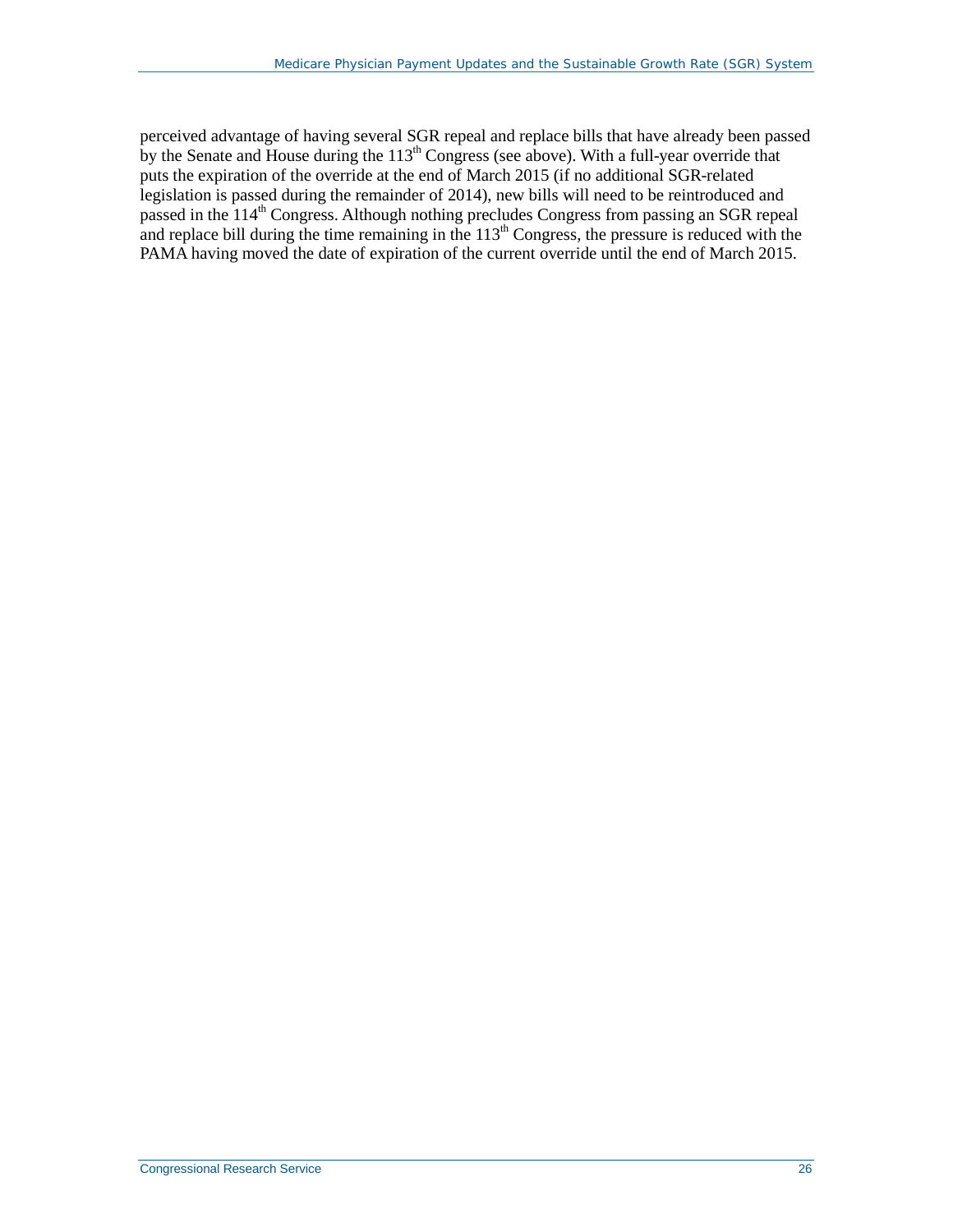perceived advantage of having several SGR repeal and replace bills that have already been passed by the Senate and House during the 113th Congress (see above). With a full-year override that puts the expiration of the override at the end of March 2015 (if no additional SGR-related legislation is passed during the remainder of 2014), new bills will need to be reintroduced and passed in the 114th Congress. Although nothing precludes Congress from passing an SGR repeal and replace bill during the time remaining in the 113th Congress, the pressure is reduced with the PAMA having moved the date of expiration of the current override until the end of March 2015.